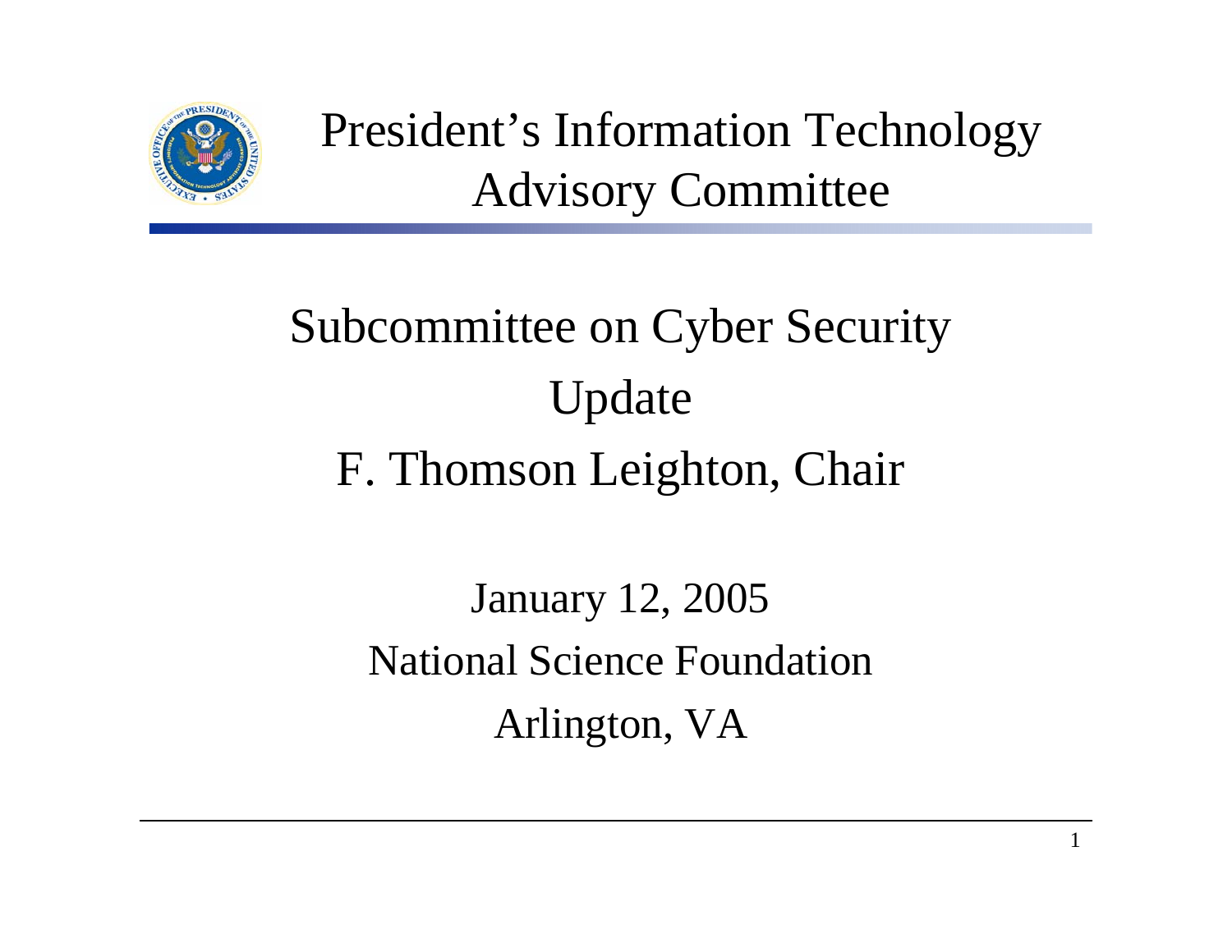# President's Information Technology Advisory Committee

## Subcommittee on Cyber Security Update

F. Thomson Leighton, Chair

January 12, 2005

National Science Foundation

Arlington, VA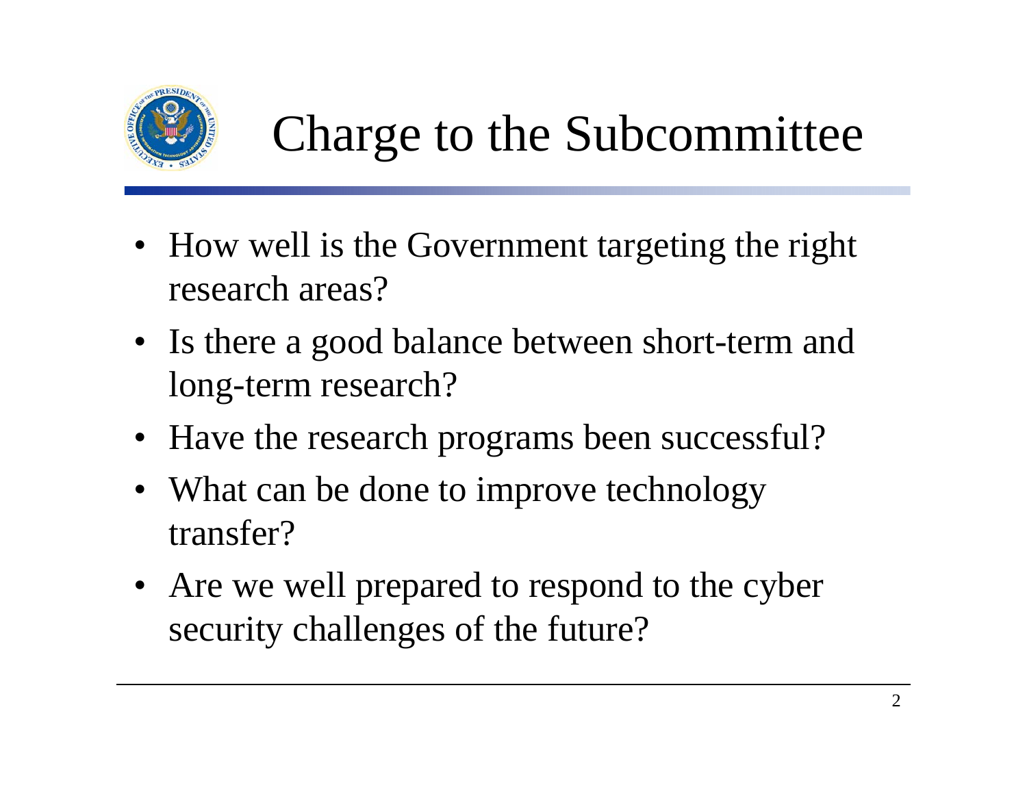# Charge to the Subcommittee

- How well is the Government targeting the right research areas?
- Is there a good balance between short-term and long-term research?
- Have the research programs been successful?
- What can be done to improve technology transfer?
- Are we well prepared to respond to the cyber security challenges of the future?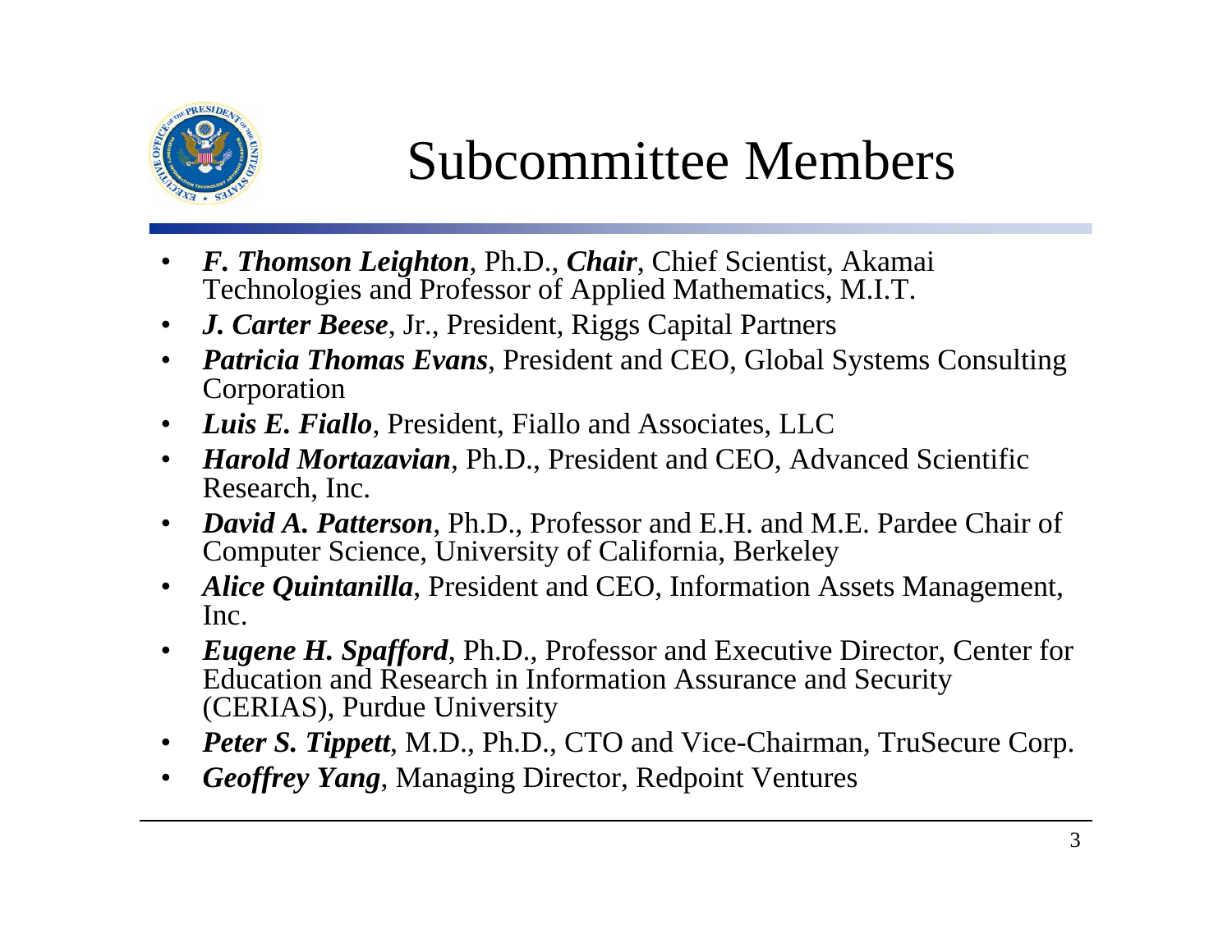# Subcommittee Members

- ***F. Thomson Leighton***, Ph.D., ***Chair***, Chief Scientist, Akamai Technologies and Professor of Applied Mathematics, M.I.T.
- ***J. Carter Beese***, Jr., President, Riggs Capital Partners
- ***Patricia Thomas Evans***, President and CEO, Global Systems Consulting Corporation
- ***Luis E. Fiallo***, President, Fiallo and Associates, LLC
- ***Harold Mortazavian***, Ph.D., President and CEO, Advanced Scientific Research, Inc.
- ***David A. Patterson***, Ph.D., Professor and E.H. and M.E. Pardee Chair of Computer Science, University of California, Berkeley
- ***Alice Quintanilla***, President and CEO, Information Assets Management, Inc.
- ***Eugene H. Spafford***, Ph.D., Professor and Executive Director, Center for Education and Research in Information Assurance and Security (CERIAS), Purdue University
- ***Peter S. Tippett***, M.D., Ph.D., CTO and Vice-Chairman, TruSecure Corp.
- ***Geoffrey Yang***, Managing Director, Redpoint Ventures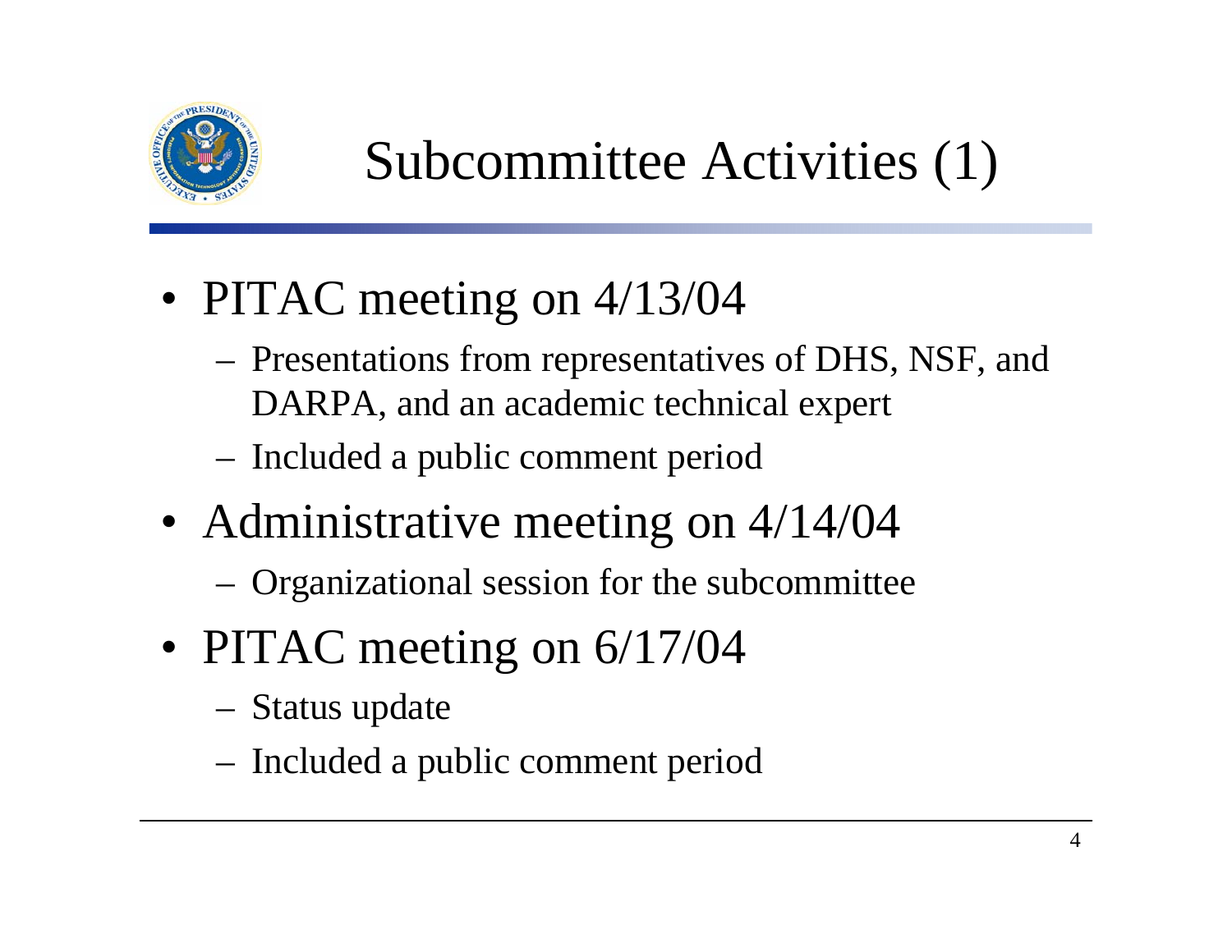# Subcommittee Activities (1)

- PITAC meeting on 4/13/04
  - Presentations from representatives of DHS, NSF, and DARPA, and an academic technical expert
  - Included a public comment period
- Administrative meeting on 4/14/04
  - Organizational session for the subcommittee
- PITAC meeting on 6/17/04
  - Status update
  - Included a public comment period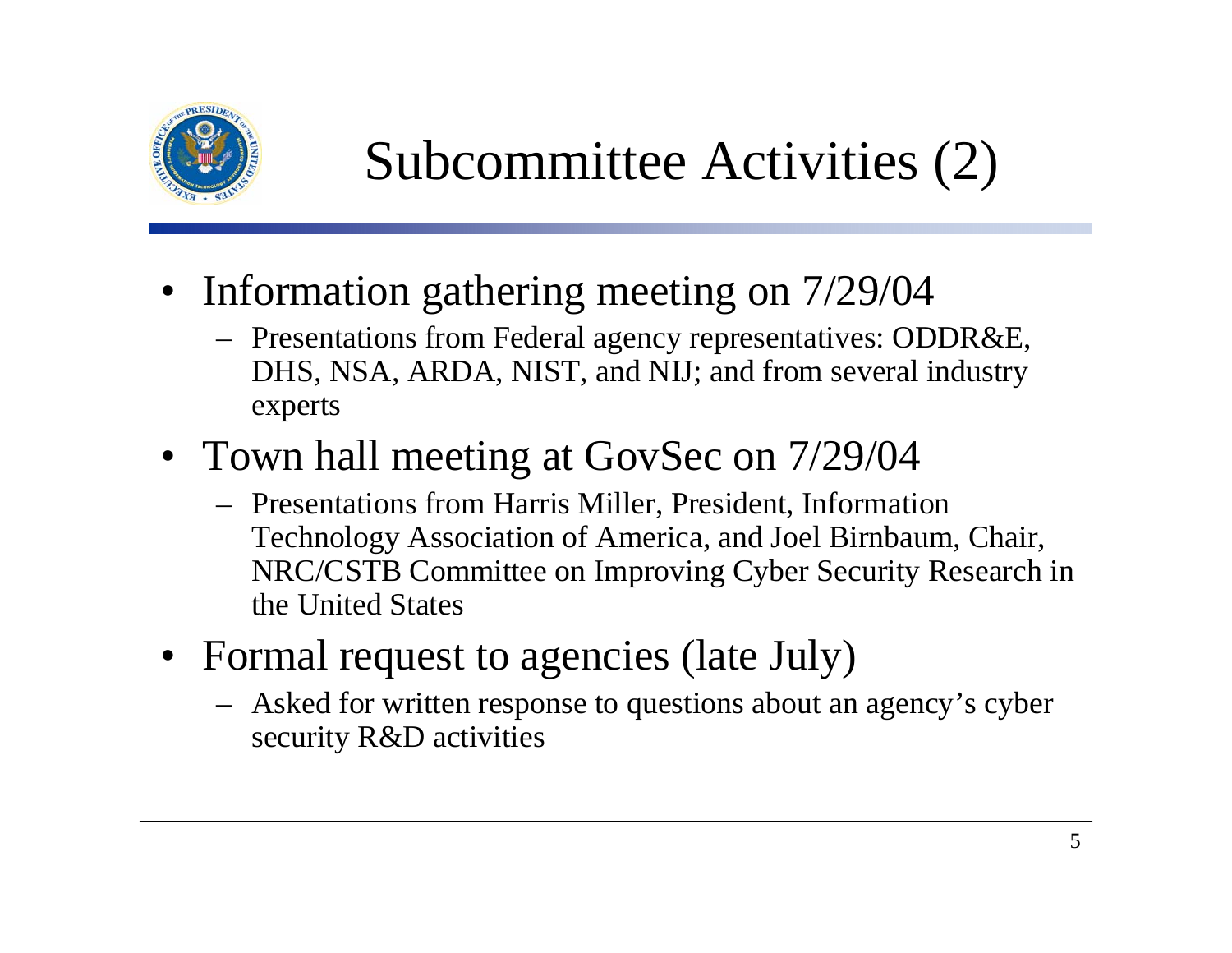# Subcommittee Activities (2)

- Information gathering meeting on 7/29/04
  - Presentations from Federal agency representatives: ODDR&E, DHS, NSA, ARDA, NIST, and NIJ; and from several industry experts
- Town hall meeting at GovSec on 7/29/04
  - Presentations from Harris Miller, President, Information Technology Association of America, and Joel Birnbaum, Chair, NRC/CSTB Committee on Improving Cyber Security Research in the United States
- Formal request to agencies (late July)
  - Asked for written response to questions about an agency's cyber security R&D activities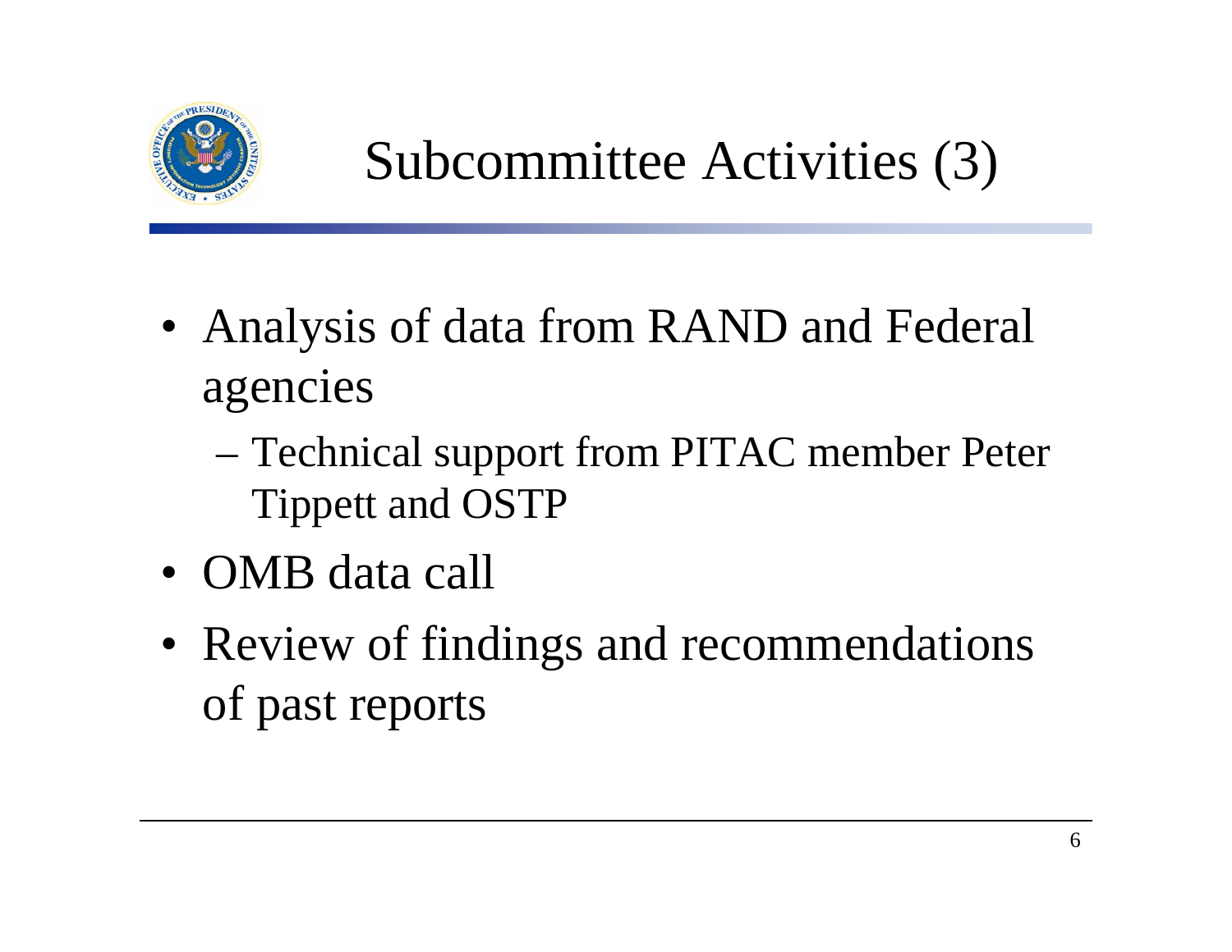# Subcommittee Activities (3)

- Analysis of data from RAND and Federal agencies
  - Technical support from PITAC member Peter Tippett and OSTP
- OMB data call
- Review of findings and recommendations of past reports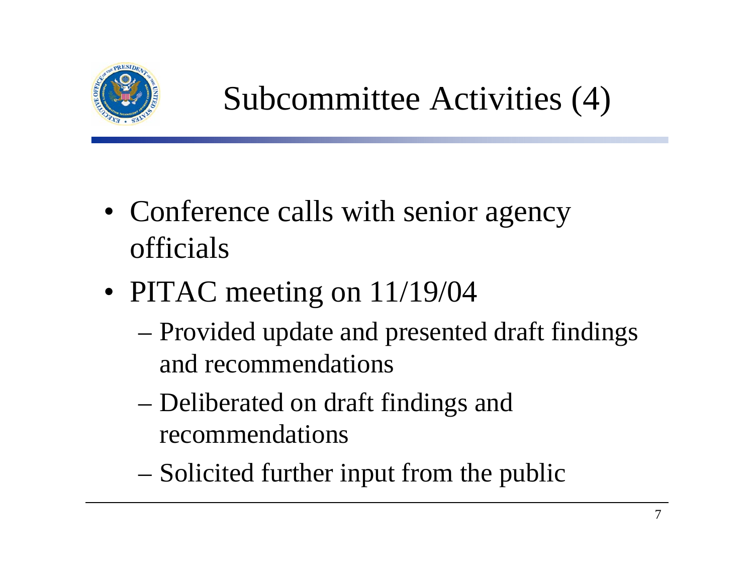# Subcommittee Activities (4)

- Conference calls with senior agency officials
- PITAC meeting on 11/19/04
  - Provided update and presented draft findings and recommendations
  - Deliberated on draft findings and recommendations
  - Solicited further input from the public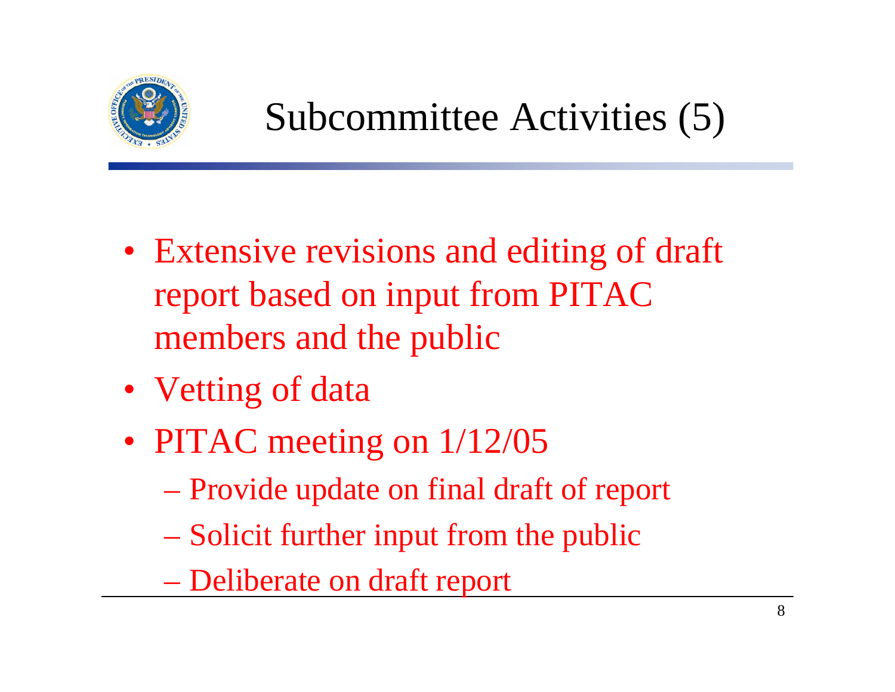# Subcommittee Activities (5)

- Extensive revisions and editing of draft report based on input from PITAC members and the public
- Vetting of data
- PITAC meeting on 1/12/05
  - Provide update on final draft of report
  - Solicit further input from the public
  - Deliberate on draft report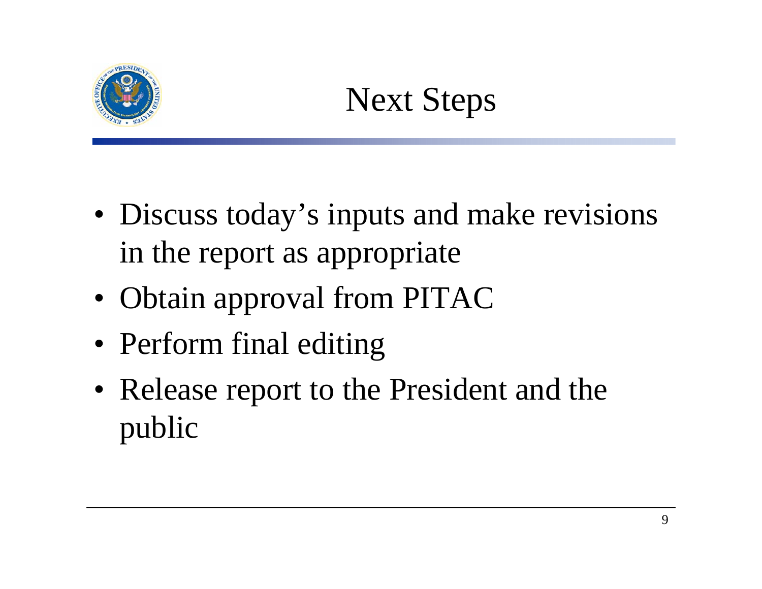# Next Steps

- Discuss today's inputs and make revisions in the report as appropriate
- Obtain approval from PITAC
- Perform final editing
- Release report to the President and the public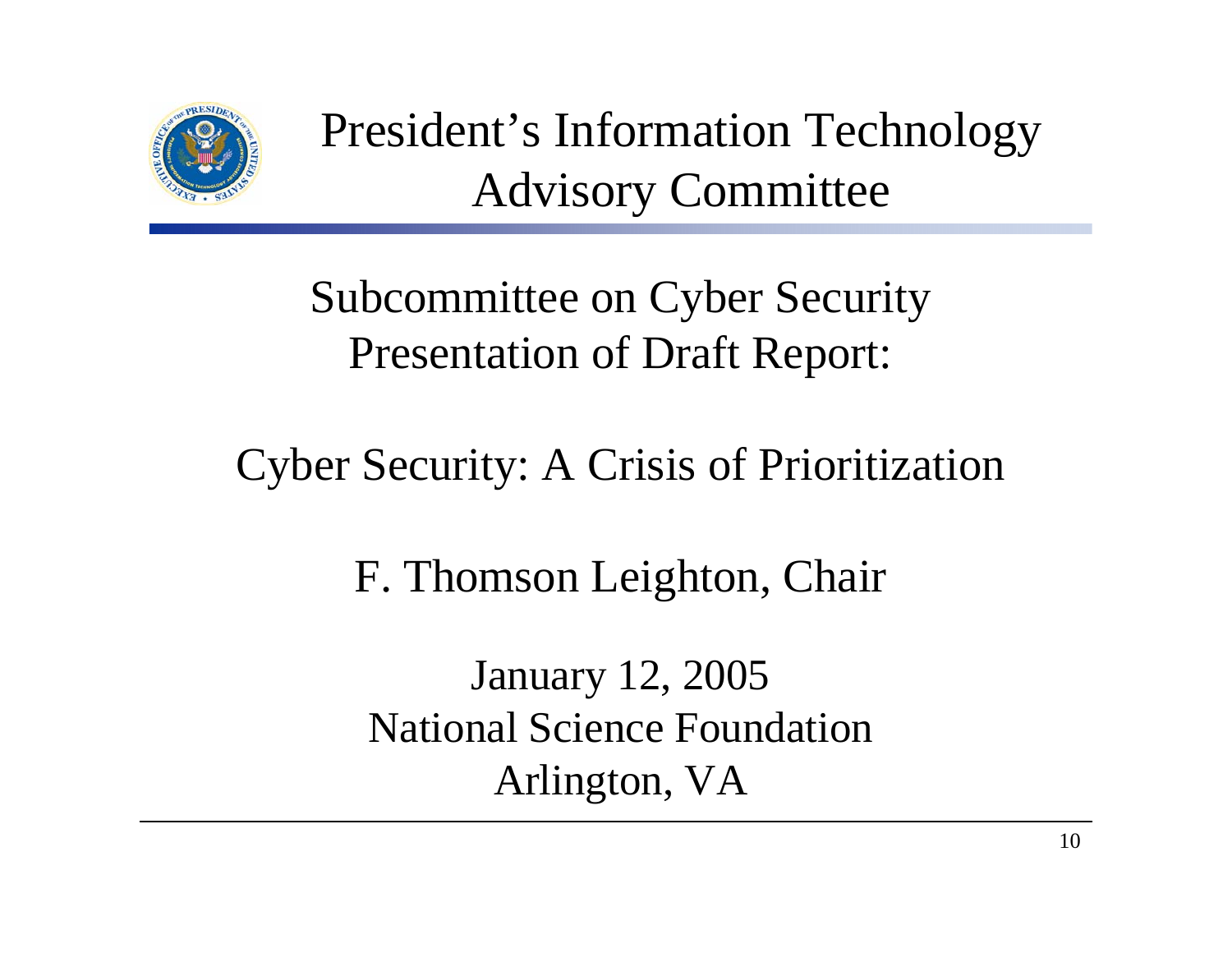# President's Information Technology Advisory Committee

## Subcommittee on Cyber Security Presentation of Draft Report:

## Cyber Security: A Crisis of Prioritization

F. Thomson Leighton, Chair

January 12, 2005
National Science Foundation
Arlington, VA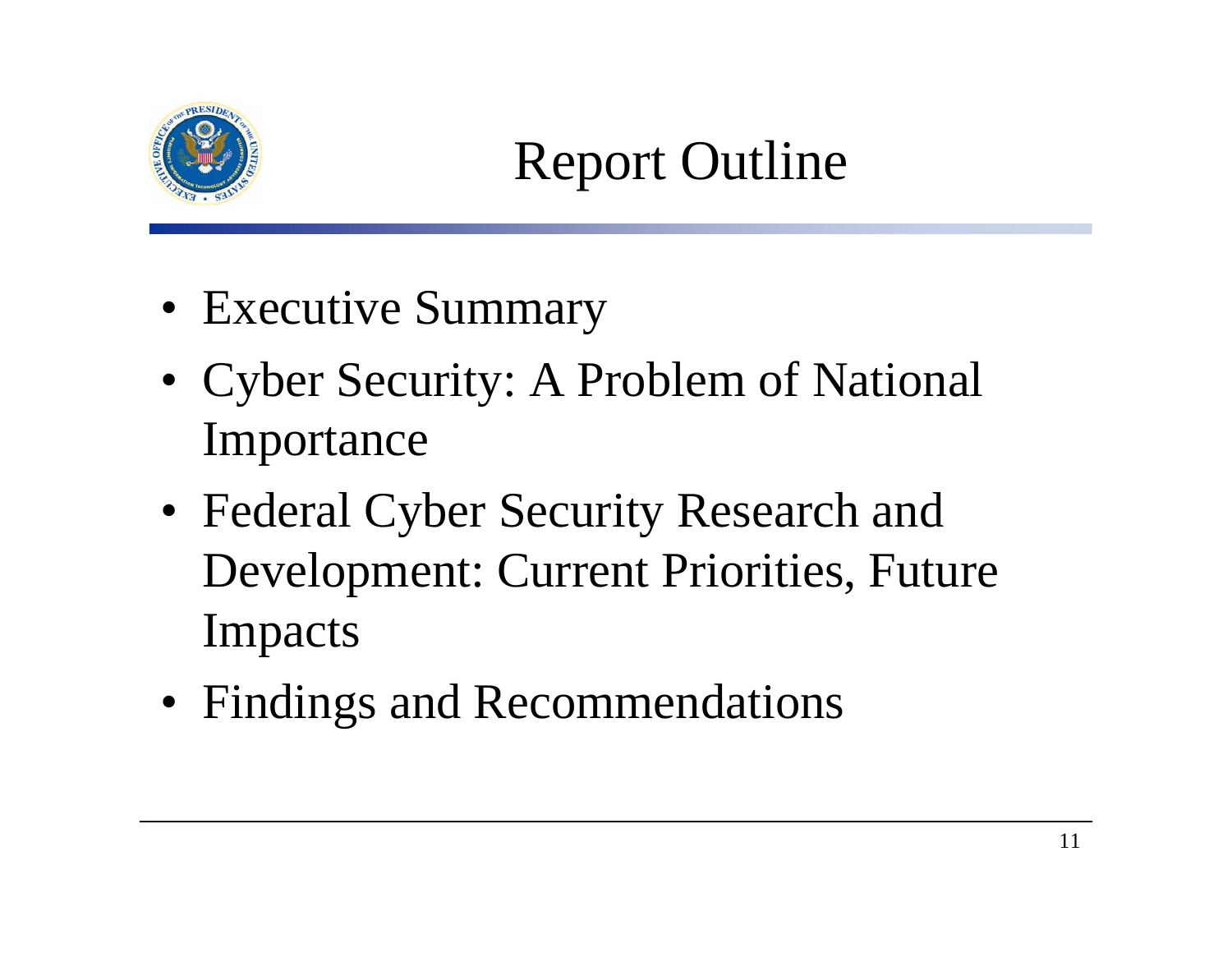# Report Outline

- Executive Summary
- Cyber Security: A Problem of National Importance
- Federal Cyber Security Research and Development: Current Priorities, Future Impacts
- Findings and Recommendations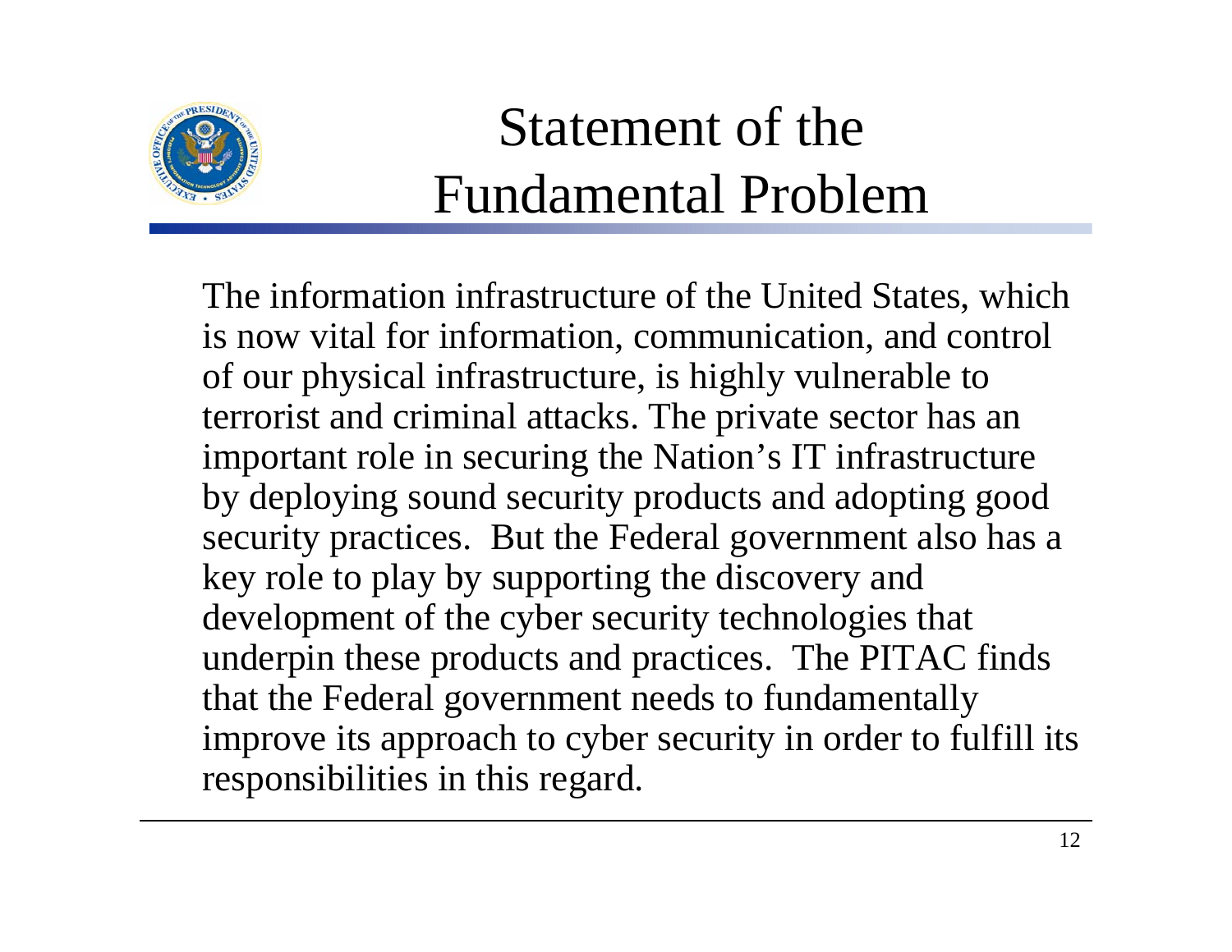# Statement of the Fundamental Problem

The information infrastructure of the United States, which is now vital for information, communication, and control of our physical infrastructure, is highly vulnerable to terrorist and criminal attacks. The private sector has an important role in securing the Nation's IT infrastructure by deploying sound security products and adopting good security practices. But the Federal government also has a key role to play by supporting the discovery and development of the cyber security technologies that underpin these products and practices. The PITAC finds that the Federal government needs to fundamentally improve its approach to cyber security in order to fulfill its responsibilities in this regard.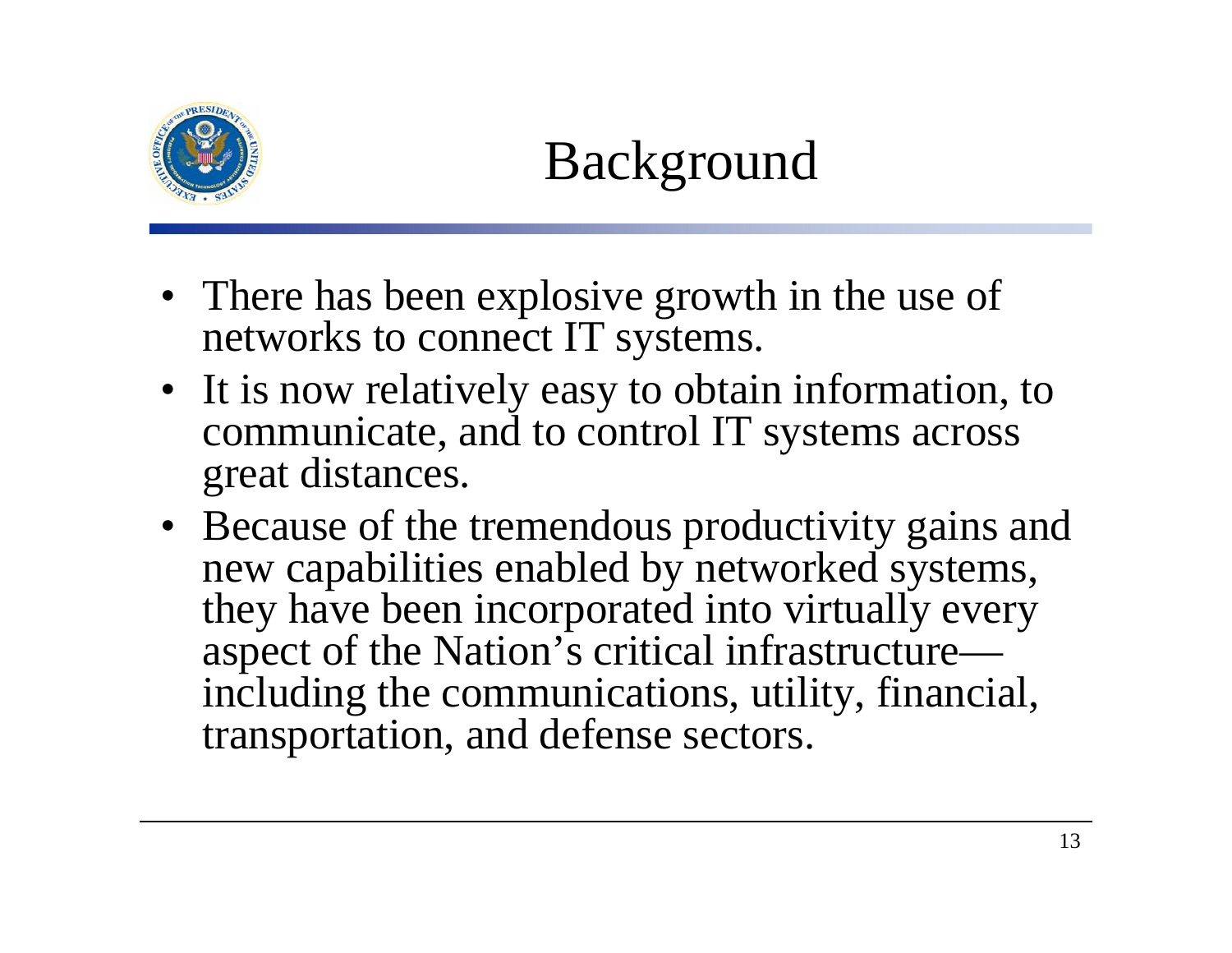# Background

- There has been explosive growth in the use of networks to connect IT systems.
- It is now relatively easy to obtain information, to communicate, and to control IT systems across great distances.
- Because of the tremendous productivity gains and new capabilities enabled by networked systems, they have been incorporated into virtually every aspect of the Nation's critical infrastructure—including the communications, utility, financial, transportation, and defense sectors.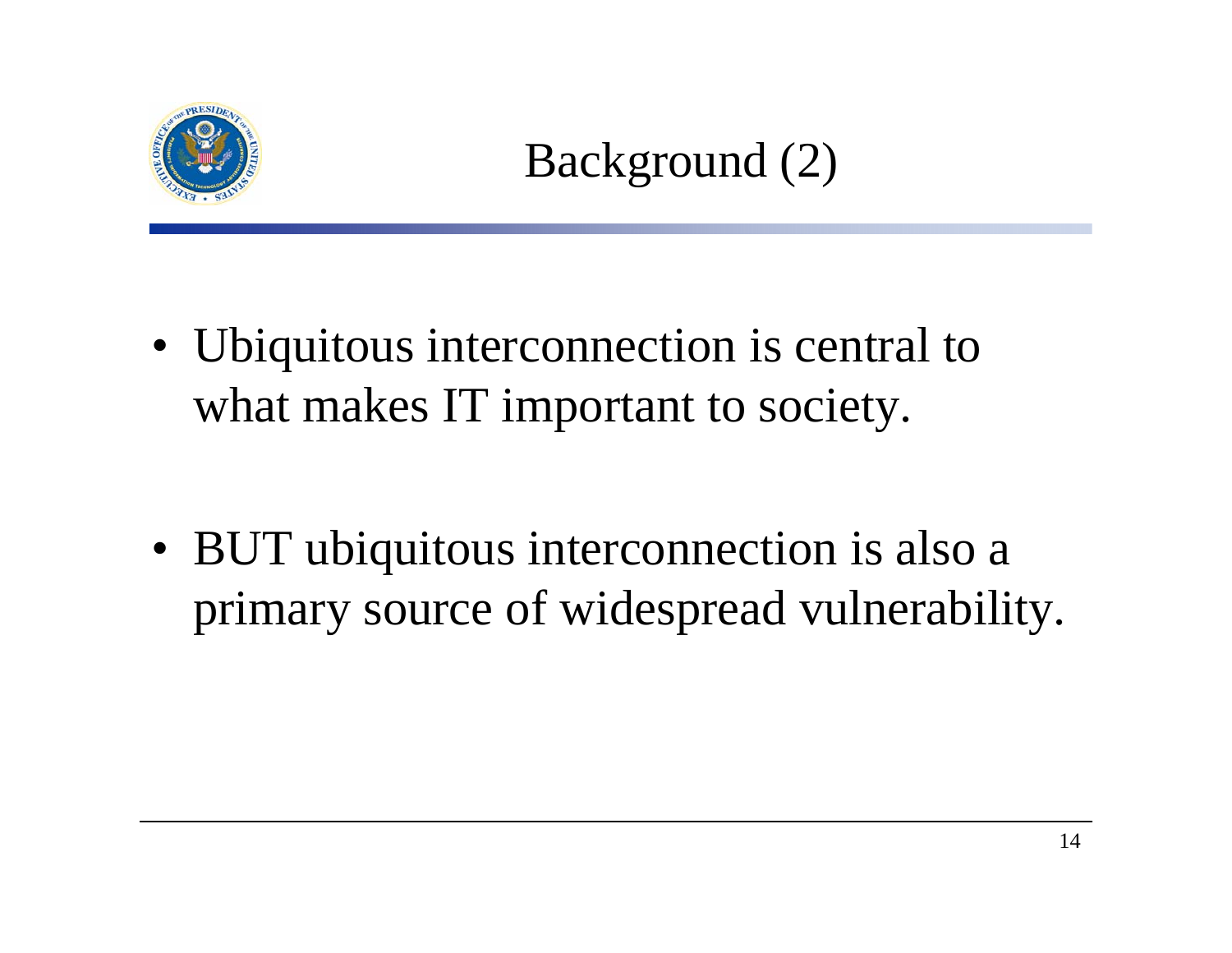# Background (2)

- Ubiquitous interconnection is central to what makes IT important to society.

- BUT ubiquitous interconnection is also a primary source of widespread vulnerability.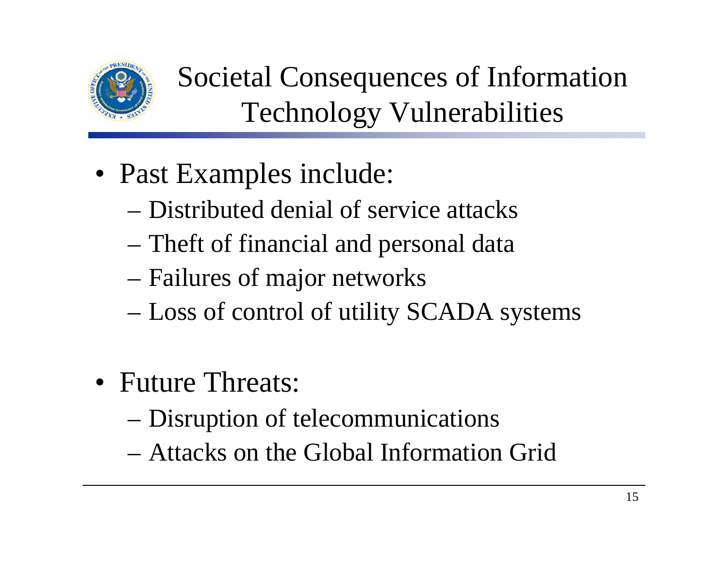# Societal Consequences of Information Technology Vulnerabilities

- Past Examples include:
  - Distributed denial of service attacks
  - Theft of financial and personal data
  - Failures of major networks
  - Loss of control of utility SCADA systems

- Future Threats:
  - Disruption of telecommunications
  - Attacks on the Global Information Grid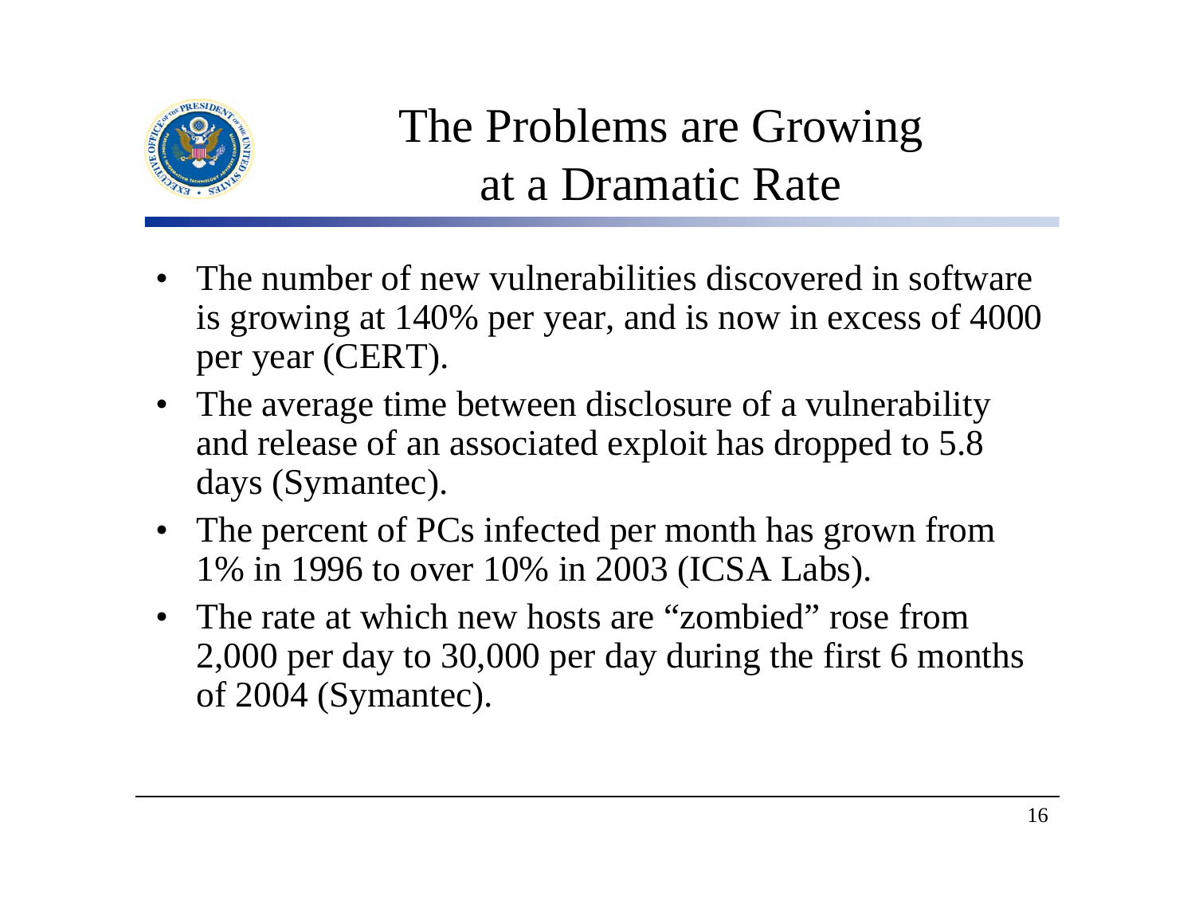# The Problems are Growing at a Dramatic Rate

- The number of new vulnerabilities discovered in software is growing at 140% per year, and is now in excess of 4000 per year (CERT).
- The average time between disclosure of a vulnerability and release of an associated exploit has dropped to 5.8 days (Symantec).
- The percent of PCs infected per month has grown from 1% in 1996 to over 10% in 2003 (ICSA Labs).
- The rate at which new hosts are "zombied" rose from 2,000 per day to 30,000 per day during the first 6 months of 2004 (Symantec).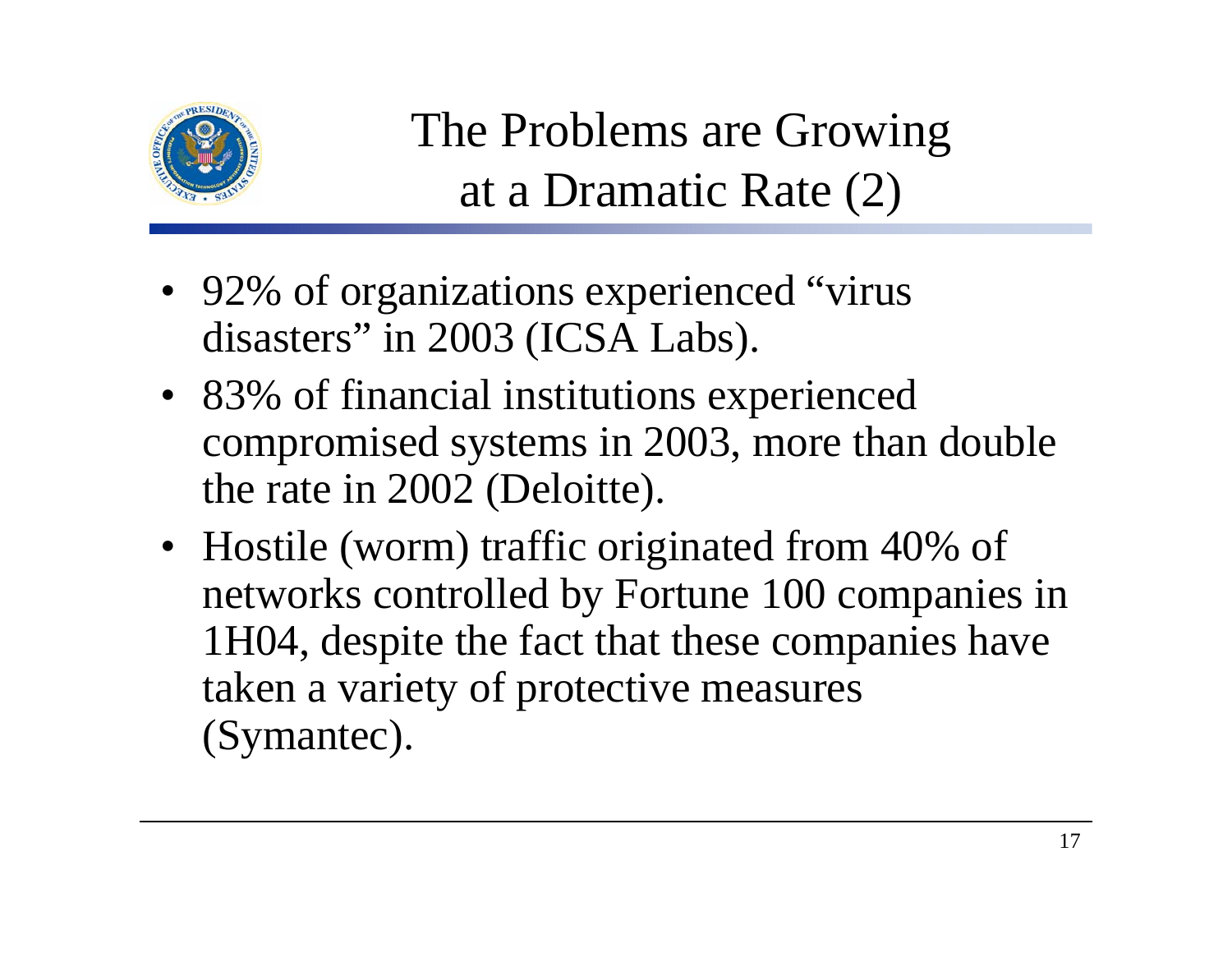# The Problems are Growing at a Dramatic Rate (2)

- 92% of organizations experienced "virus disasters" in 2003 (ICSA Labs).
- 83% of financial institutions experienced compromised systems in 2003, more than double the rate in 2002 (Deloitte).
- Hostile (worm) traffic originated from 40% of networks controlled by Fortune 100 companies in 1H04, despite the fact that these companies have taken a variety of protective measures (Symantec).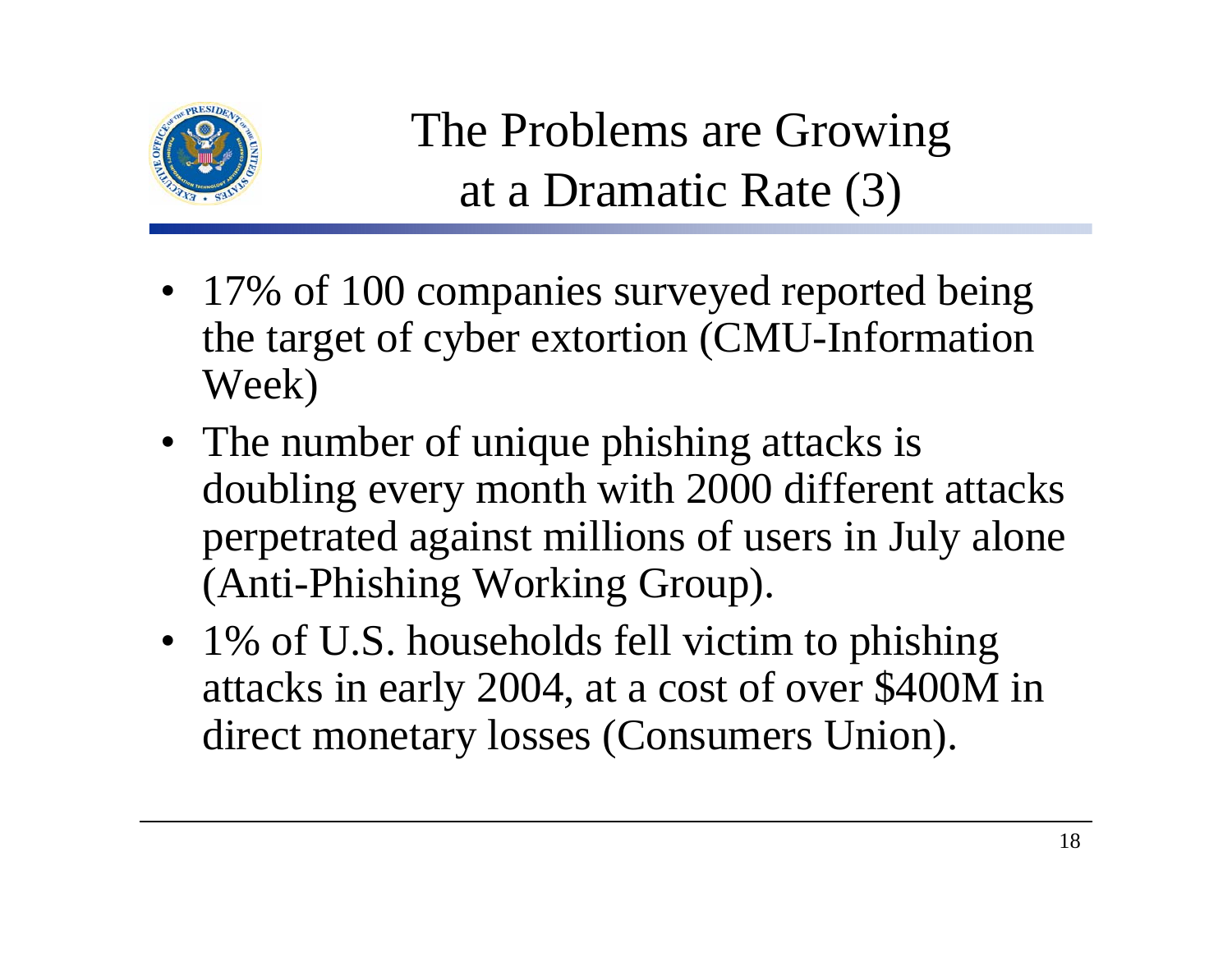# The Problems are Growing at a Dramatic Rate (3)

- 17% of 100 companies surveyed reported being the target of cyber extortion (CMU-Information Week)
- The number of unique phishing attacks is doubling every month with 2000 different attacks perpetrated against millions of users in July alone (Anti-Phishing Working Group).
- 1% of U.S. households fell victim to phishing attacks in early 2004, at a cost of over $400M in direct monetary losses (Consumers Union).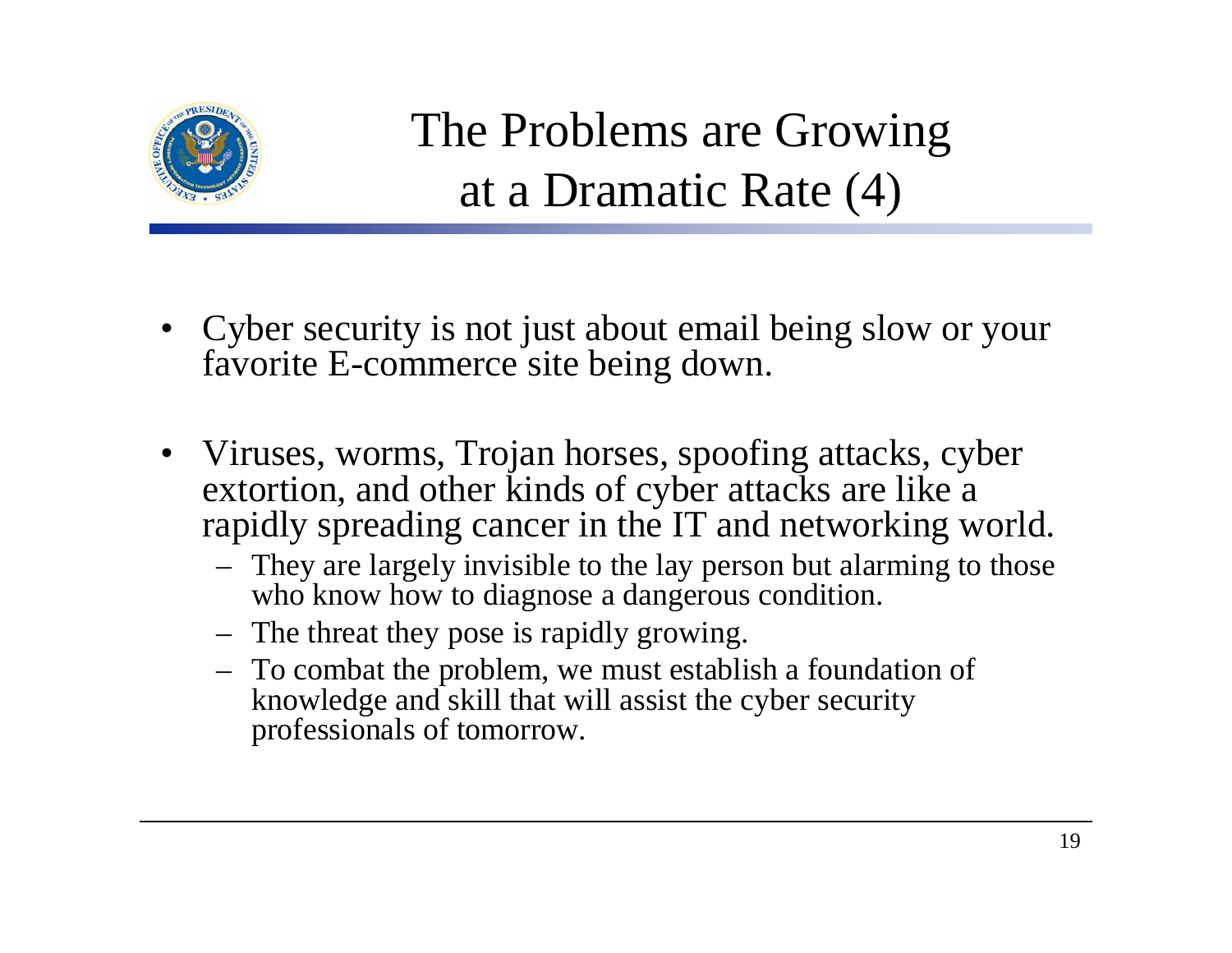# The Problems are Growing at a Dramatic Rate (4)

- Cyber security is not just about email being slow or your favorite E-commerce site being down.
- Viruses, worms, Trojan horses, spoofing attacks, cyber extortion, and other kinds of cyber attacks are like a rapidly spreading cancer in the IT and networking world.
  - They are largely invisible to the lay person but alarming to those who know how to diagnose a dangerous condition.
  - The threat they pose is rapidly growing.
  - To combat the problem, we must establish a foundation of knowledge and skill that will assist the cyber security professionals of tomorrow.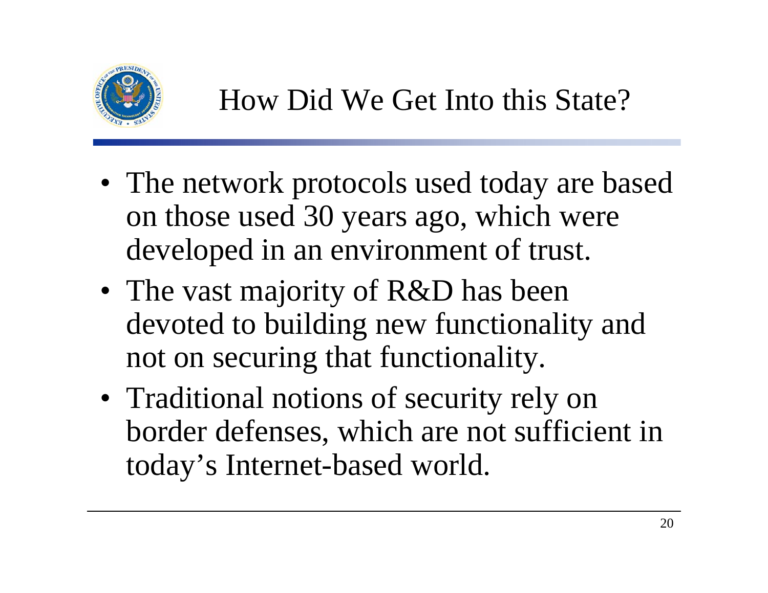# How Did We Get Into this State?

- The network protocols used today are based on those used 30 years ago, which were developed in an environment of trust.
- The vast majority of R&D has been devoted to building new functionality and not on securing that functionality.
- Traditional notions of security rely on border defenses, which are not sufficient in today's Internet-based world.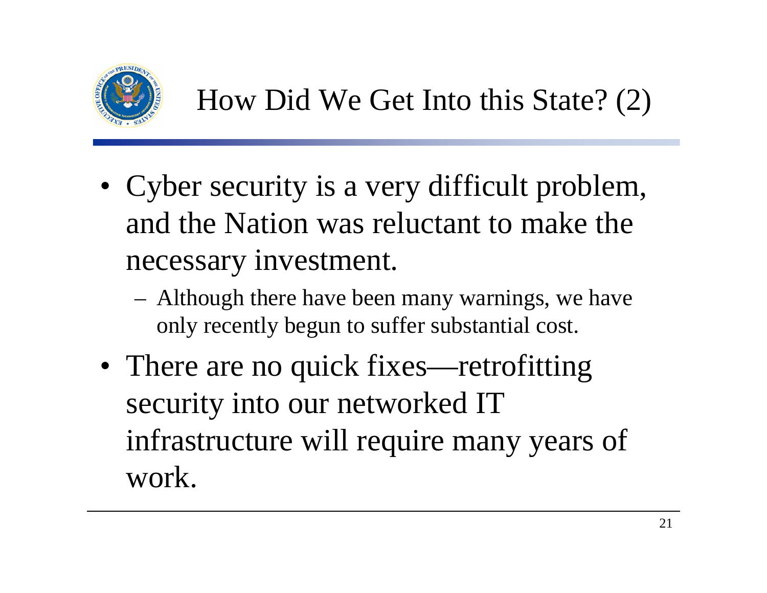# How Did We Get Into this State? (2)

- Cyber security is a very difficult problem, and the Nation was reluctant to make the necessary investment.
  - Although there have been many warnings, we have only recently begun to suffer substantial cost.
- There are no quick fixes—retrofitting security into our networked IT infrastructure will require many years of work.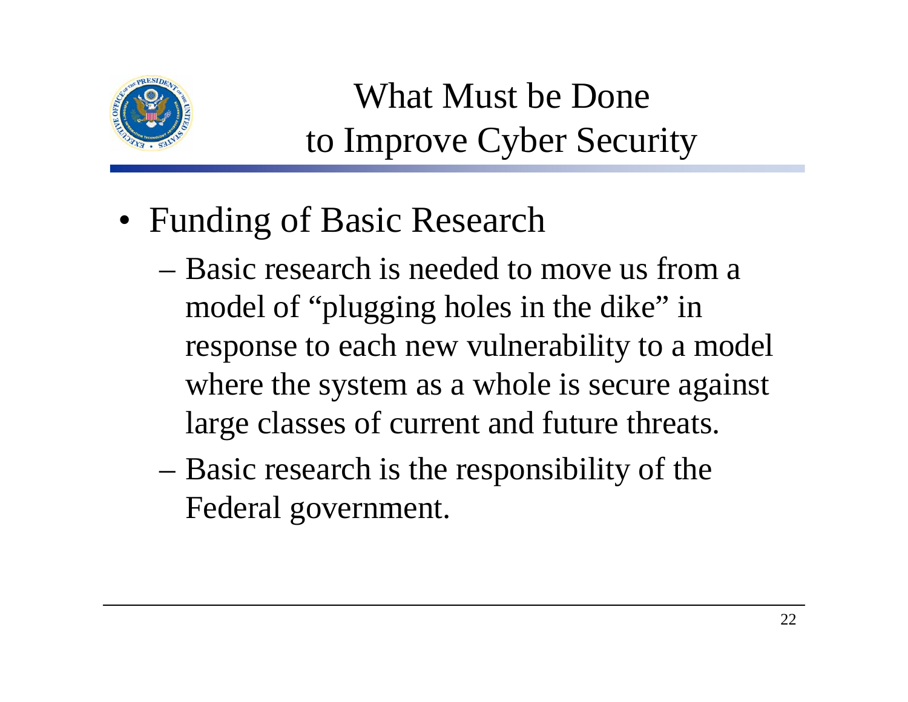# What Must be Done to Improve Cyber Security

- Funding of Basic Research
  - Basic research is needed to move us from a model of "plugging holes in the dike" in response to each new vulnerability to a model where the system as a whole is secure against large classes of current and future threats.
  - Basic research is the responsibility of the Federal government.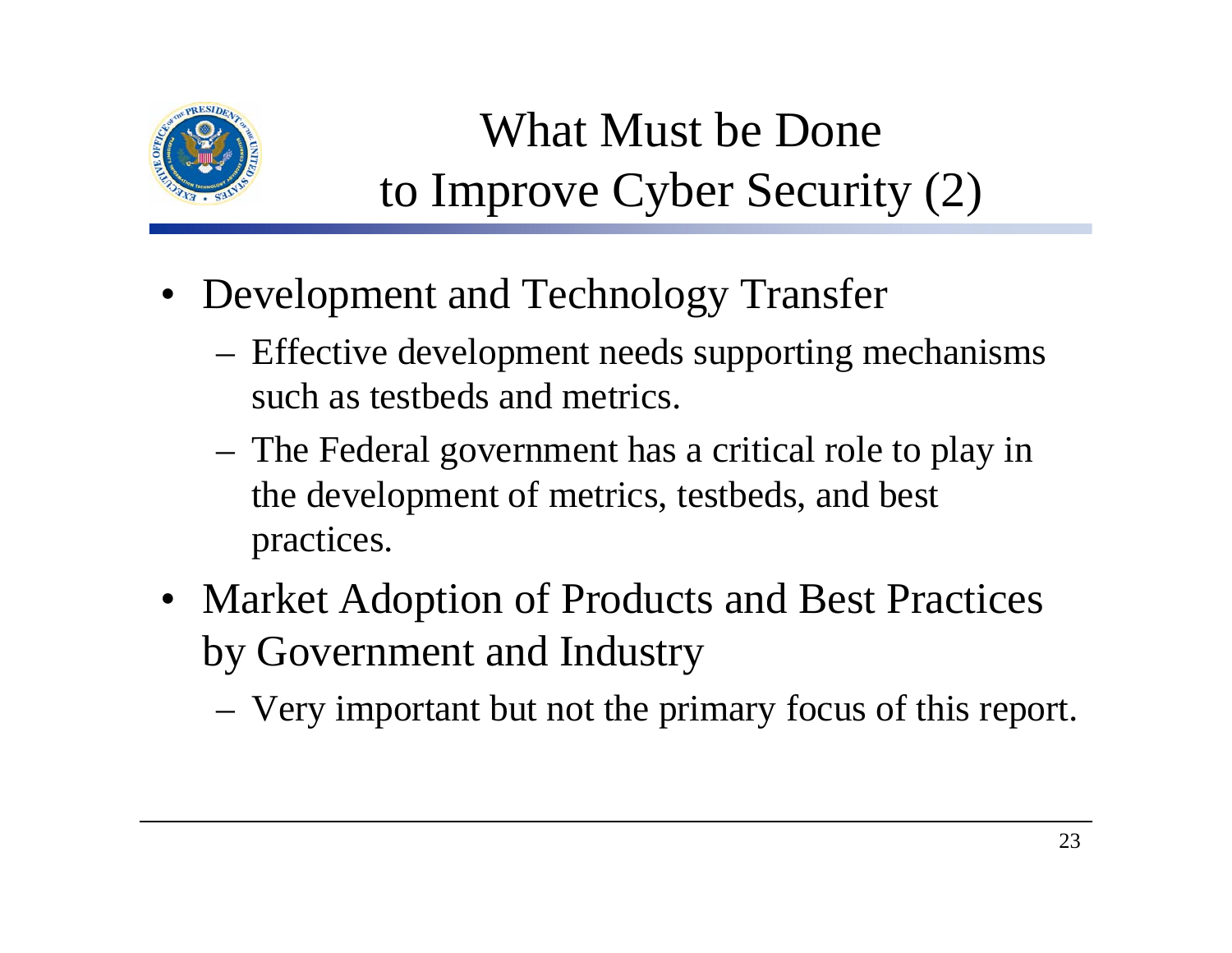# What Must be Done to Improve Cyber Security (2)

- Development and Technology Transfer
  - Effective development needs supporting mechanisms such as testbeds and metrics.
  - The Federal government has a critical role to play in the development of metrics, testbeds, and best practices.
- Market Adoption of Products and Best Practices by Government and Industry
  - Very important but not the primary focus of this report.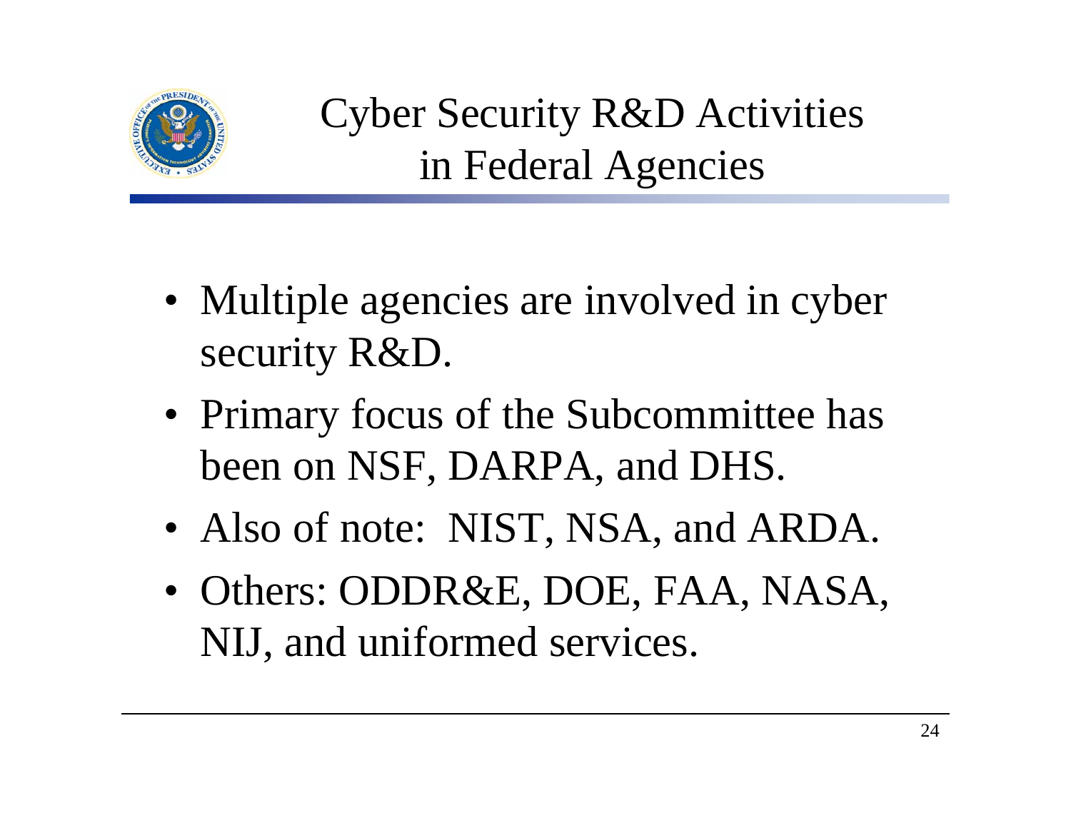# Cyber Security R&D Activities in Federal Agencies

- Multiple agencies are involved in cyber security R&D.
- Primary focus of the Subcommittee has been on NSF, DARPA, and DHS.
- Also of note: NIST, NSA, and ARDA.
- Others: ODDR&E, DOE, FAA, NASA, NIJ, and uniformed services.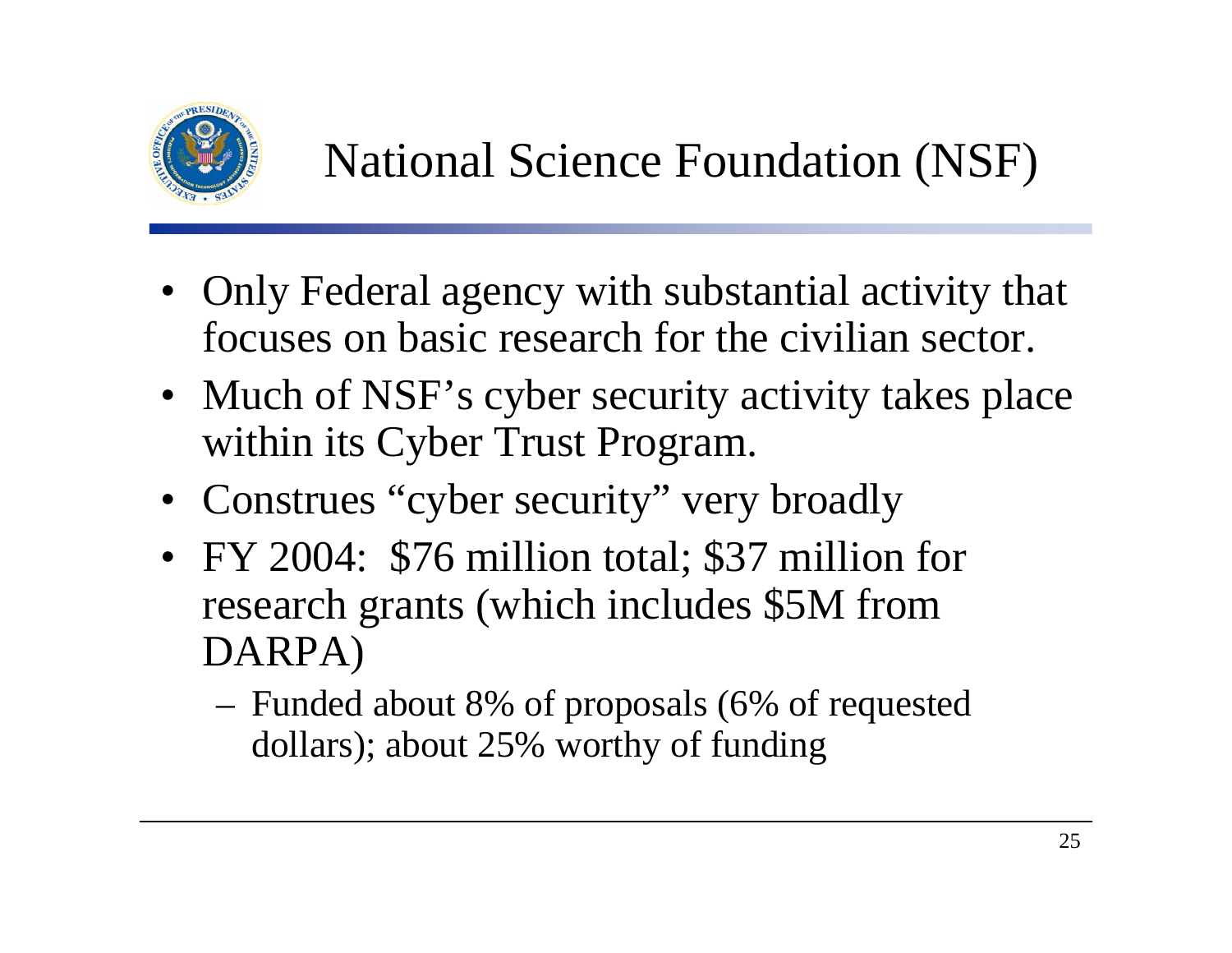# National Science Foundation (NSF)

- Only Federal agency with substantial activity that focuses on basic research for the civilian sector.
- Much of NSF's cyber security activity takes place within its Cyber Trust Program.
- Construes "cyber security" very broadly
- FY 2004: $76 million total; $37 million for research grants (which includes $5M from DARPA)
  - Funded about 8% of proposals (6% of requested dollars); about 25% worthy of funding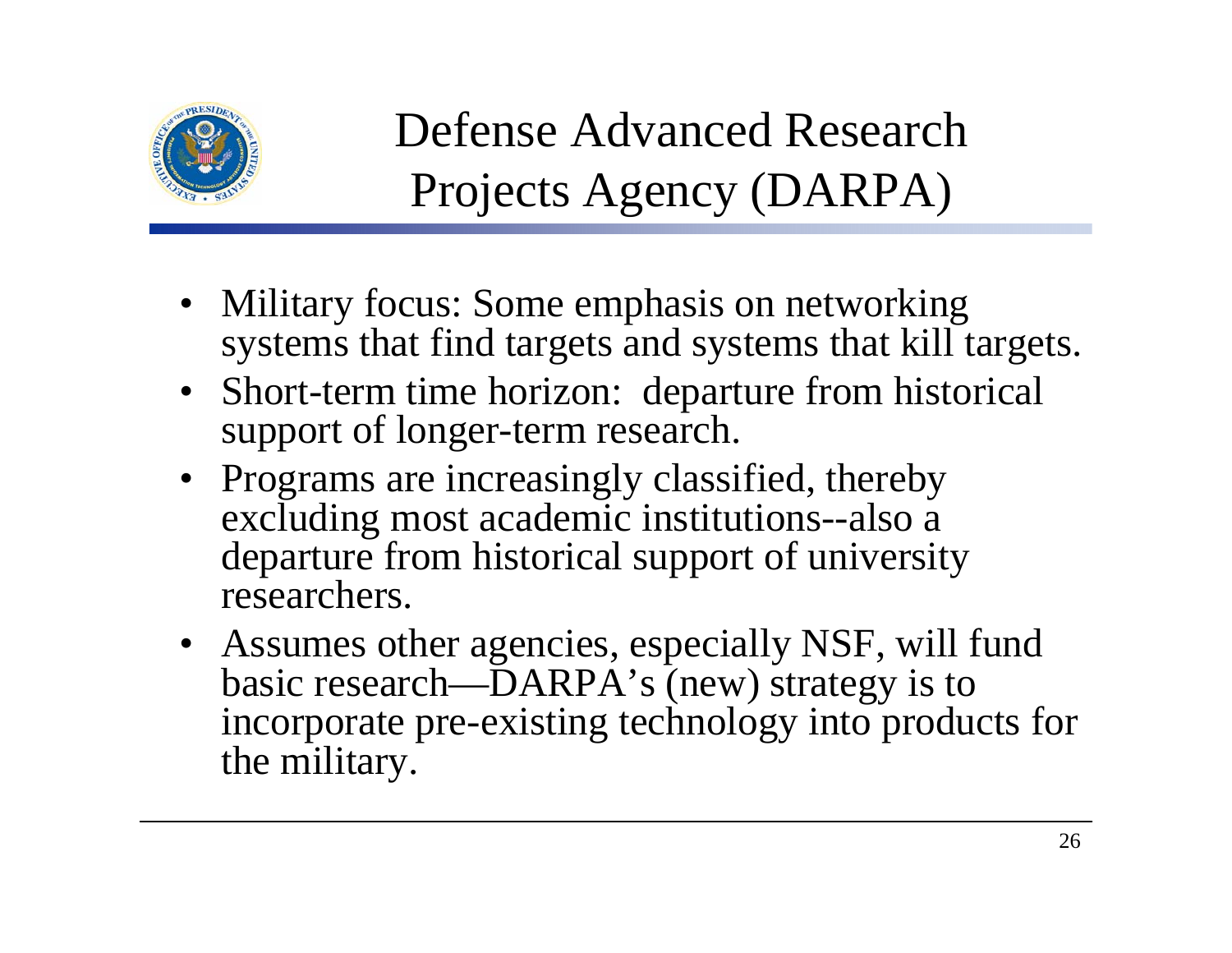# Defense Advanced Research Projects Agency (DARPA)

- Military focus: Some emphasis on networking systems that find targets and systems that kill targets.
- Short-term time horizon: departure from historical support of longer-term research.
- Programs are increasingly classified, thereby excluding most academic institutions--also a departure from historical support of university researchers.
- Assumes other agencies, especially NSF, will fund basic research—DARPA's (new) strategy is to incorporate pre-existing technology into products for the military.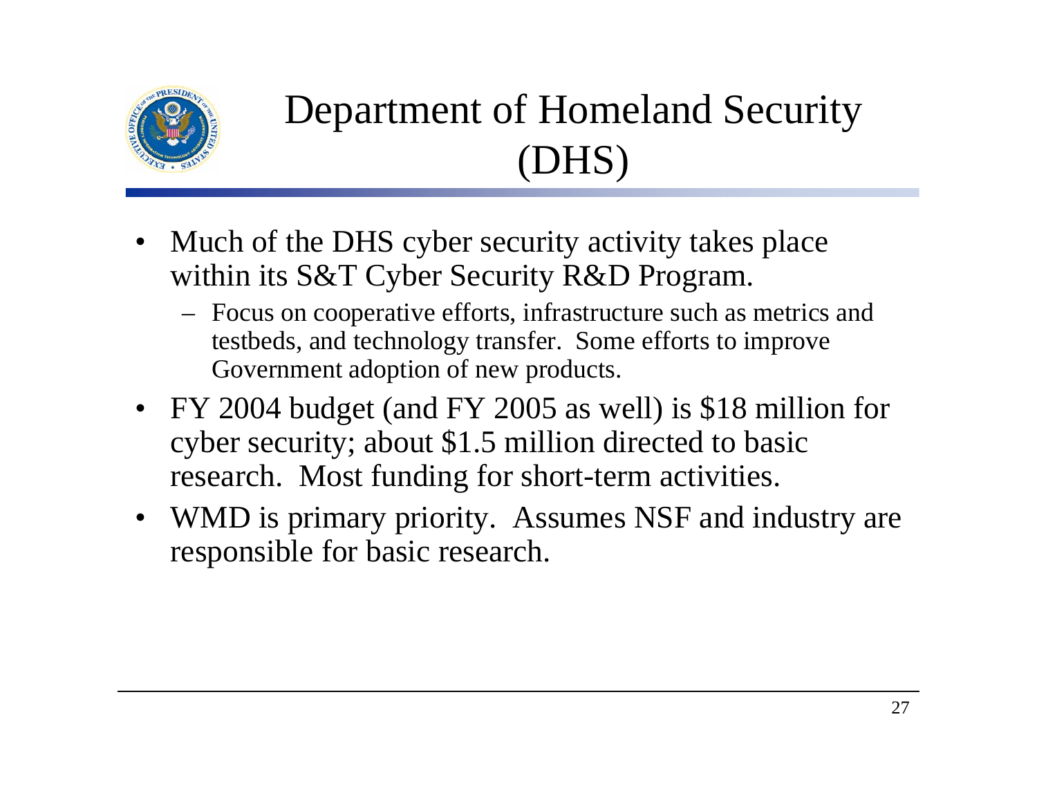# Department of Homeland Security (DHS)

- Much of the DHS cyber security activity takes place within its S&T Cyber Security R&D Program.
  - Focus on cooperative efforts, infrastructure such as metrics and testbeds, and technology transfer. Some efforts to improve Government adoption of new products.
- FY 2004 budget (and FY 2005 as well) is $18 million for cyber security; about $1.5 million directed to basic research. Most funding for short-term activities.
- WMD is primary priority. Assumes NSF and industry are responsible for basic research.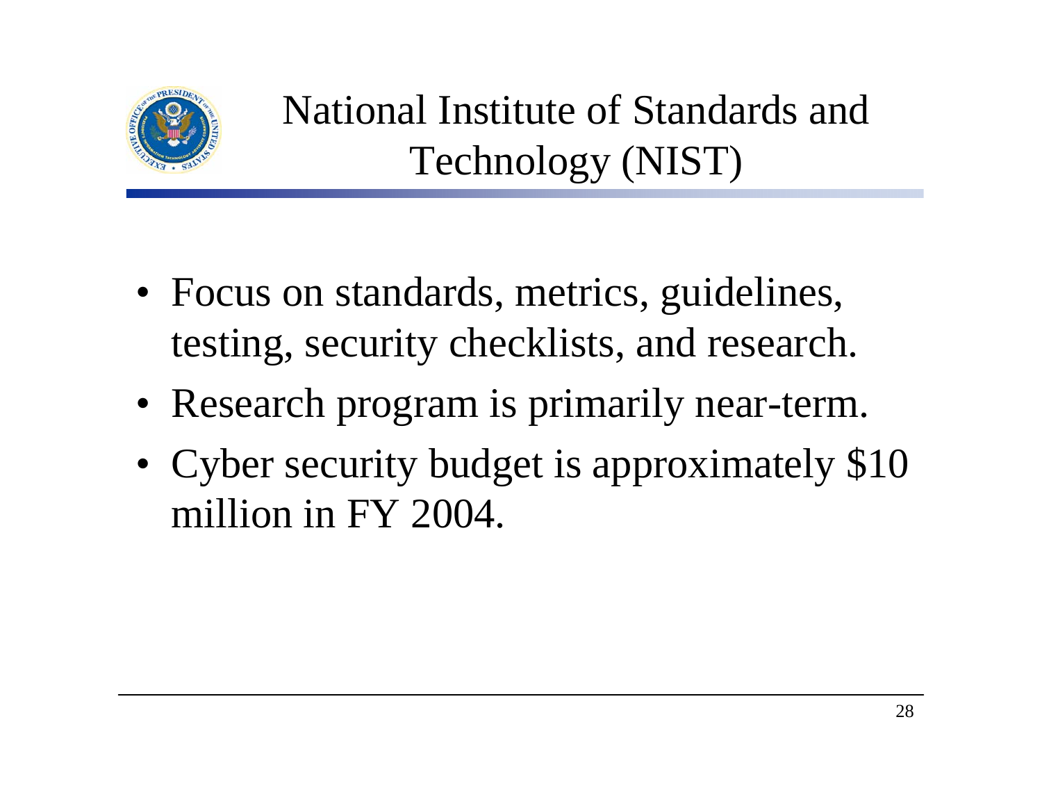# National Institute of Standards and Technology (NIST)

- Focus on standards, metrics, guidelines, testing, security checklists, and research.
- Research program is primarily near-term.
- Cyber security budget is approximately $10 million in FY 2004.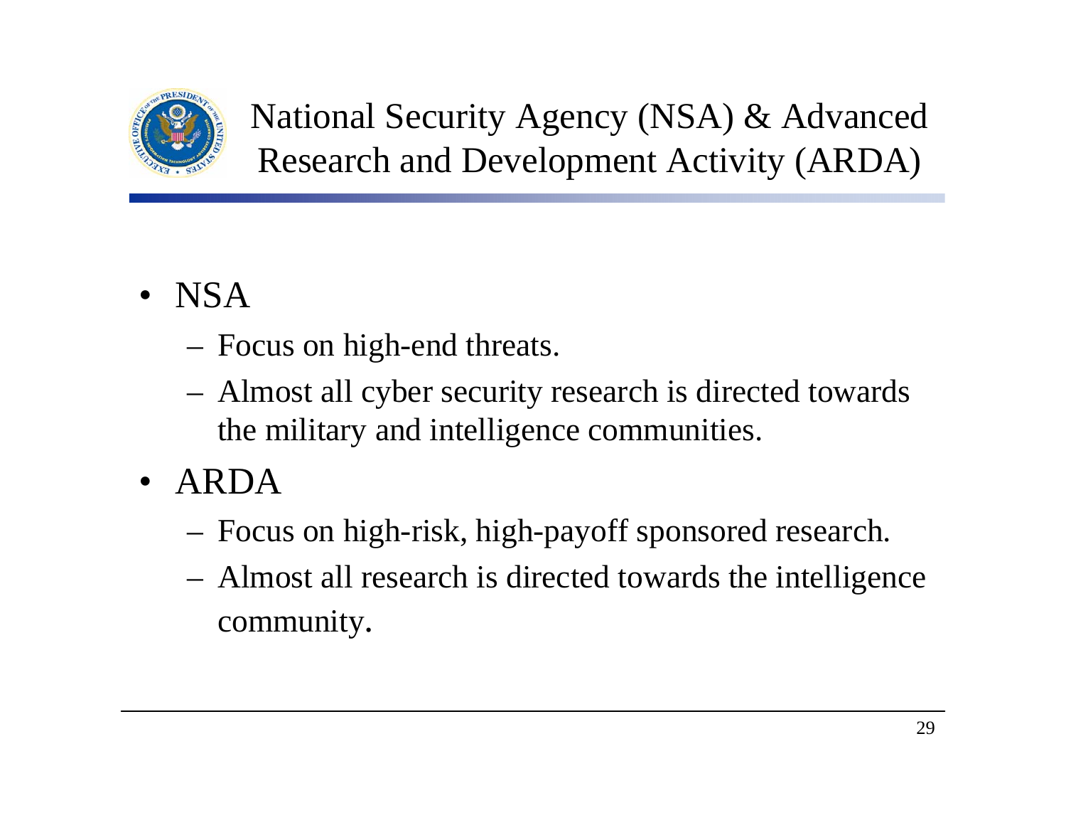# National Security Agency (NSA) & Advanced Research and Development Activity (ARDA)

- NSA
  - Focus on high-end threats.
  - Almost all cyber security research is directed towards the military and intelligence communities.
- ARDA
  - Focus on high-risk, high-payoff sponsored research.
  - Almost all research is directed towards the intelligence community.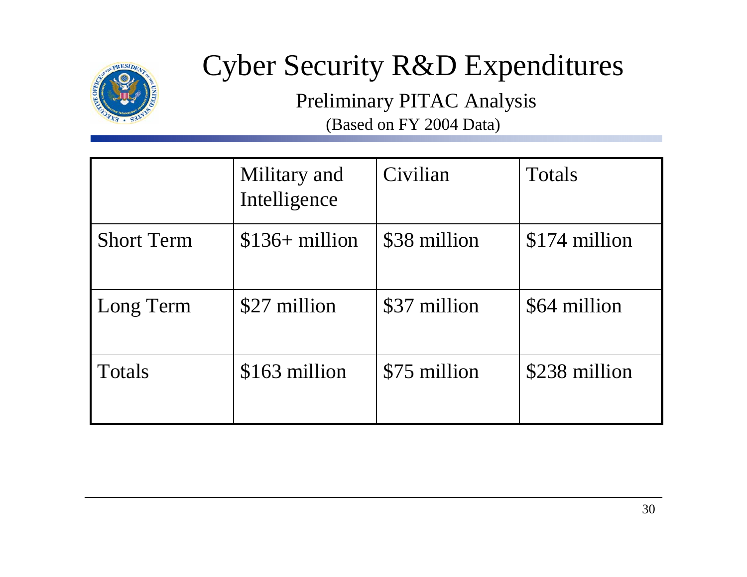# Cyber Security R&D Expenditures

## Preliminary PITAC Analysis

(Based on FY 2004 Data)

| | Military and Intelligence | Civilian | Totals |
|---|---|---|---|
| Short Term | $136+ million | $38 million | $174 million |
| Long Term | $27 million | $37 million | $64 million |
| Totals | $163 million | $75 million | $238 million |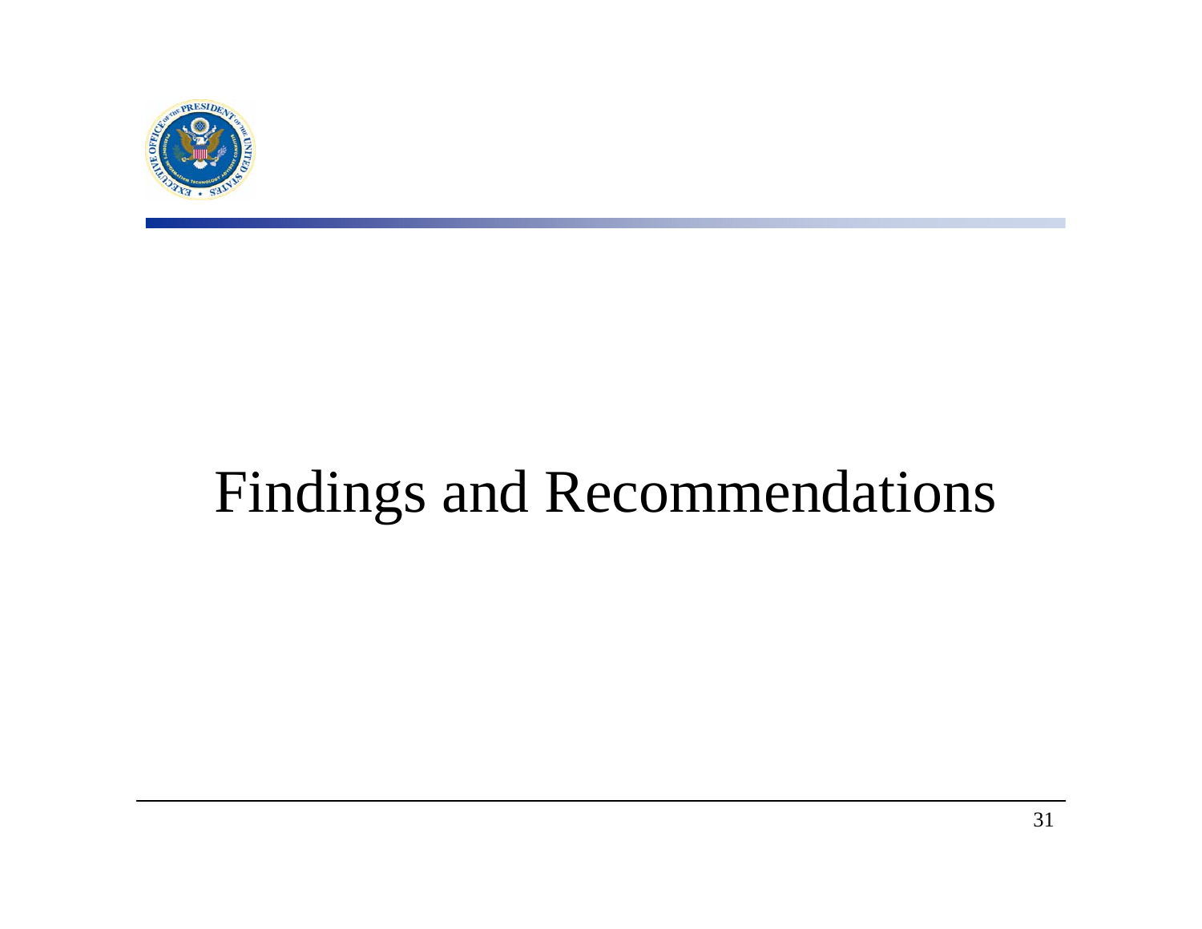# Findings and Recommendations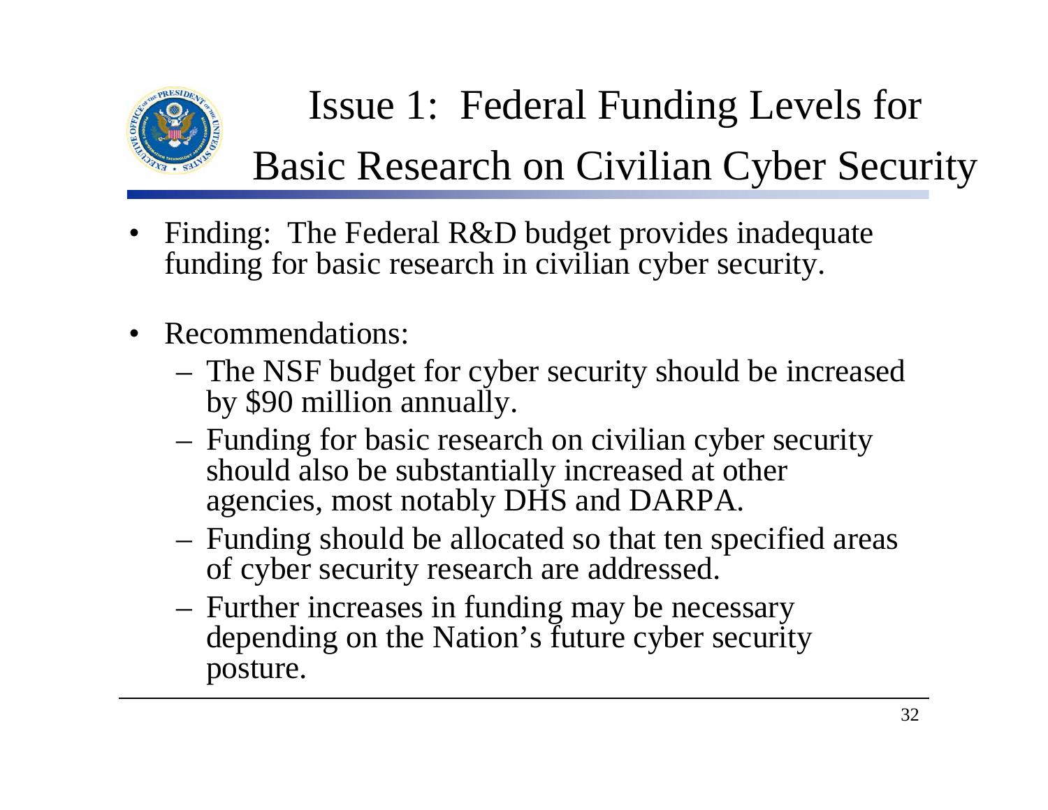# Issue 1: Federal Funding Levels for Basic Research on Civilian Cyber Security

- Finding: The Federal R&D budget provides inadequate funding for basic research in civilian cyber security.

- Recommendations:
  - The NSF budget for cyber security should be increased by $90 million annually.
  - Funding for basic research on civilian cyber security should also be substantially increased at other agencies, most notably DHS and DARPA.
  - Funding should be allocated so that ten specified areas of cyber security research are addressed.
  - Further increases in funding may be necessary depending on the Nation's future cyber security posture.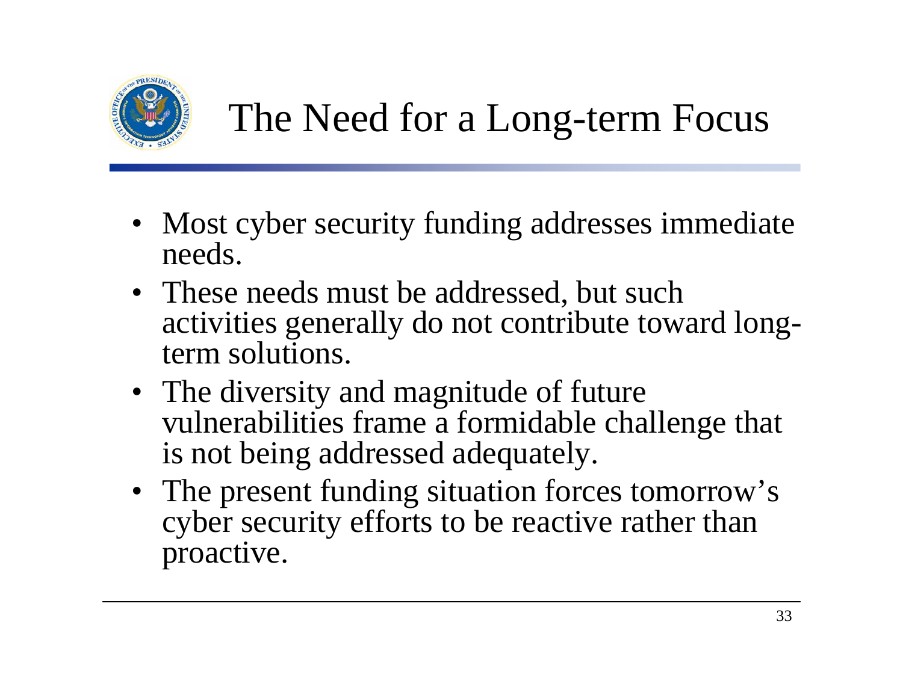# The Need for a Long-term Focus

- Most cyber security funding addresses immediate needs.
- These needs must be addressed, but such activities generally do not contribute toward long-term solutions.
- The diversity and magnitude of future vulnerabilities frame a formidable challenge that is not being addressed adequately.
- The present funding situation forces tomorrow's cyber security efforts to be reactive rather than proactive.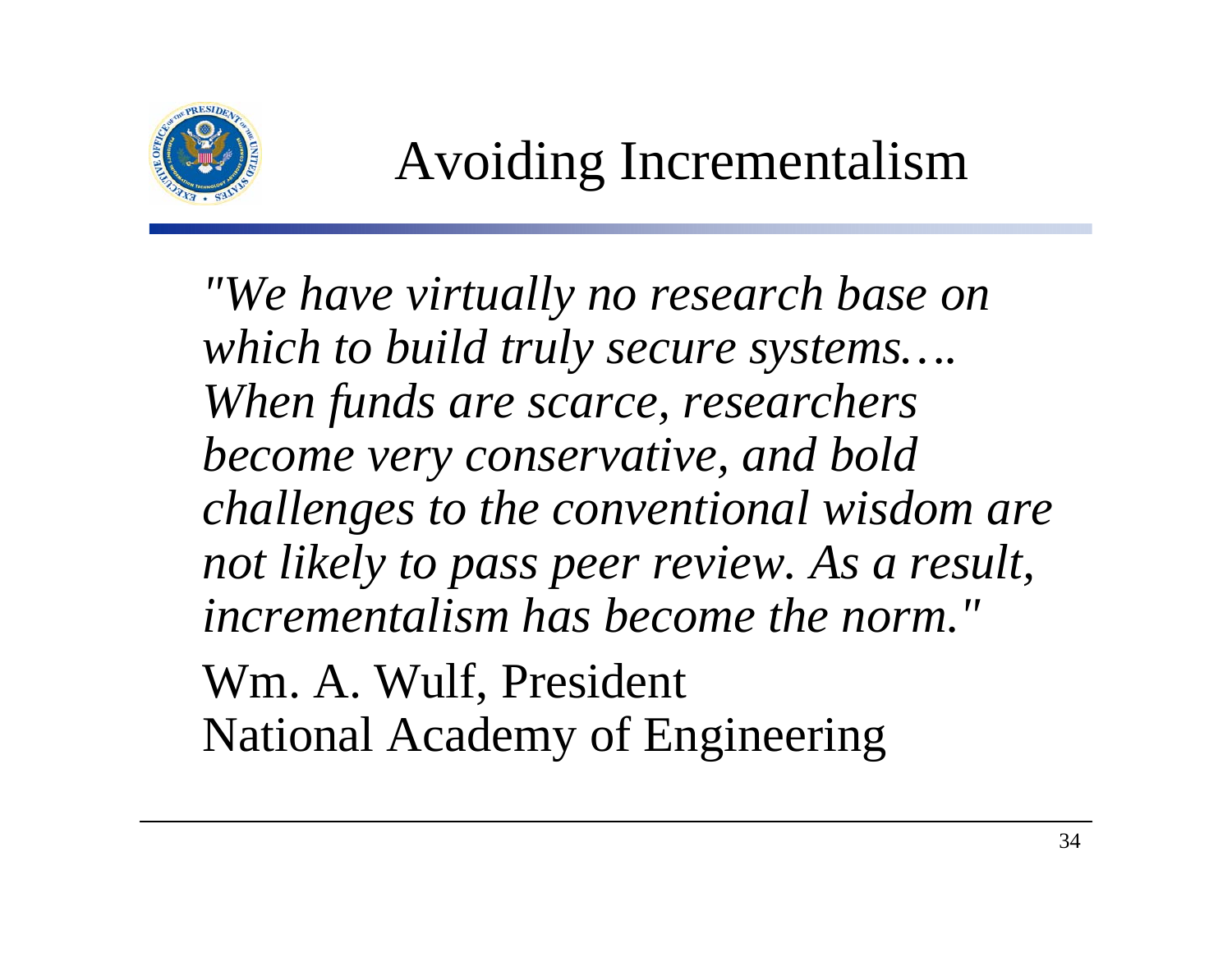# Avoiding Incrementalism

*"We have virtually no research base on which to build truly secure systems…. When funds are scarce, researchers become very conservative, and bold challenges to the conventional wisdom are not likely to pass peer review. As a result, incrementalism has become the norm."*

Wm. A. Wulf, President
National Academy of Engineering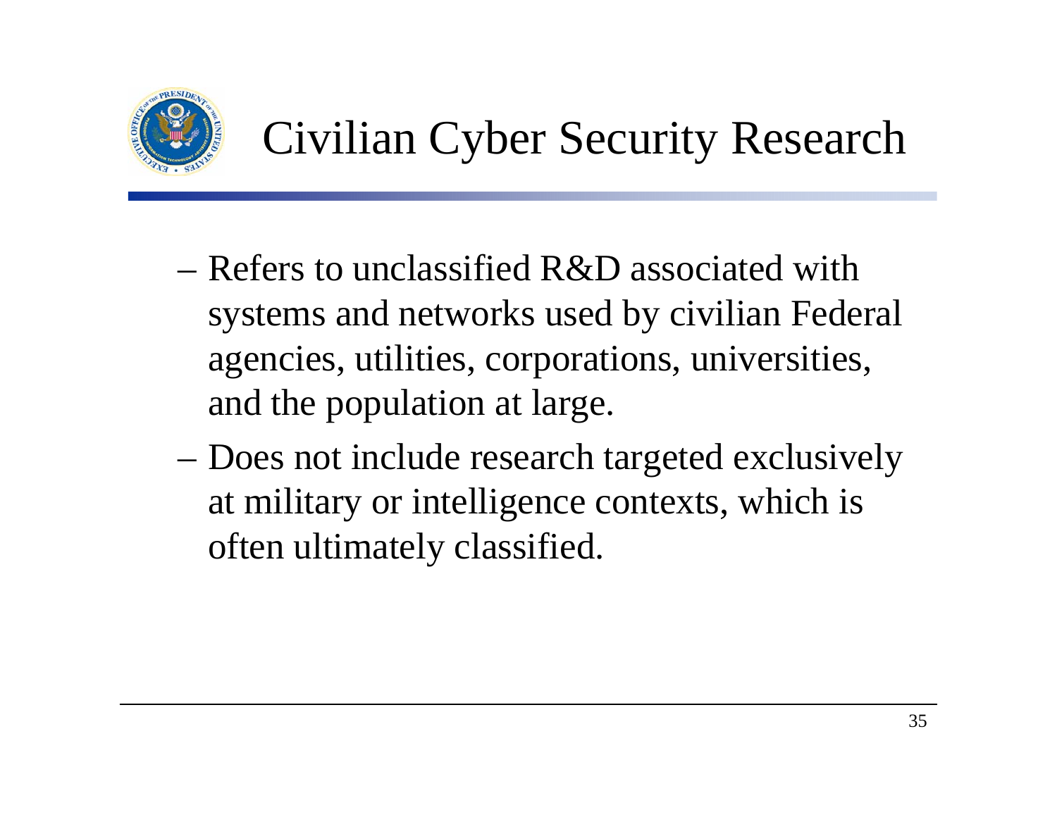# Civilian Cyber Security Research

- Refers to unclassified R&D associated with systems and networks used by civilian Federal agencies, utilities, corporations, universities, and the population at large.
- Does not include research targeted exclusively at military or intelligence contexts, which is often ultimately classified.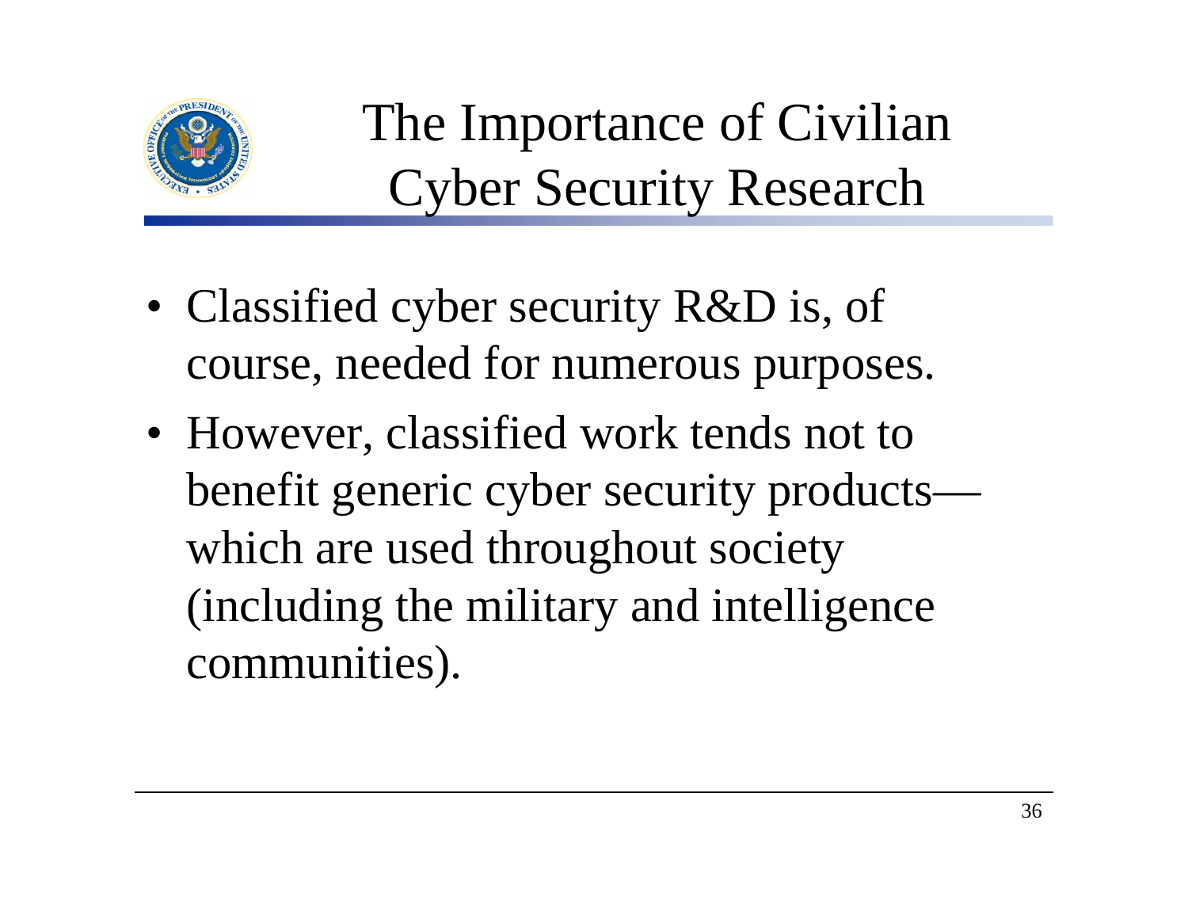# The Importance of Civilian Cyber Security Research

- Classified cyber security R&D is, of course, needed for numerous purposes.
- However, classified work tends not to benefit generic cyber security products—which are used throughout society (including the military and intelligence communities).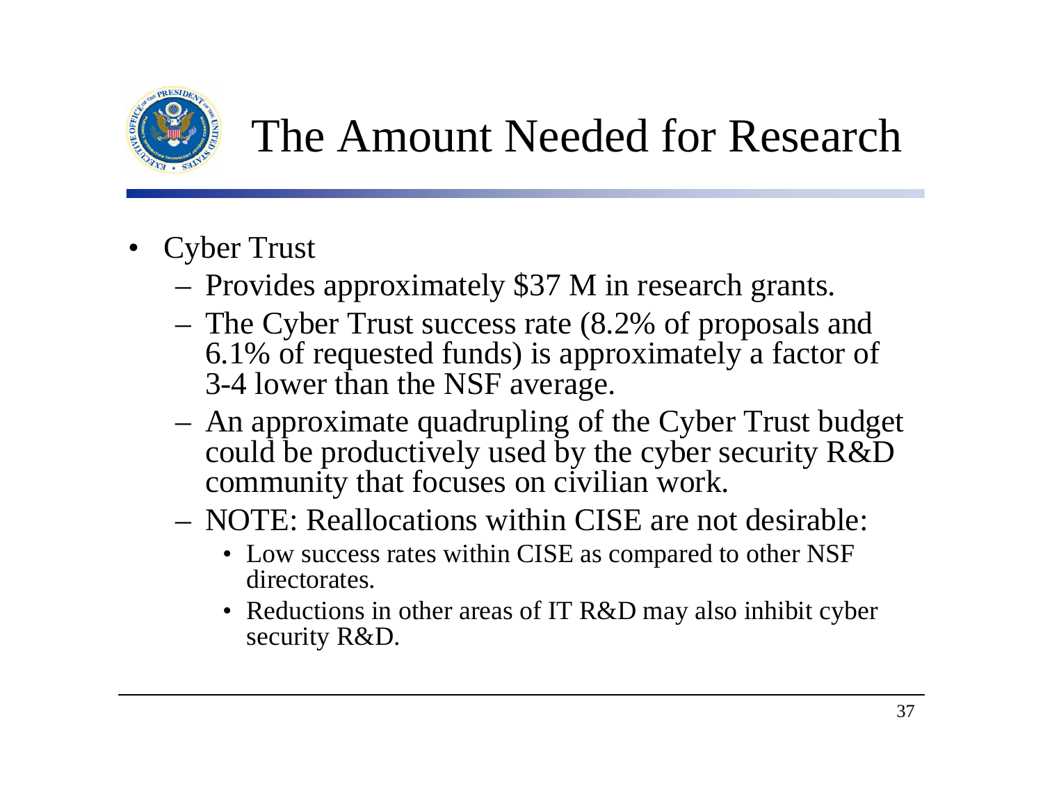# The Amount Needed for Research

- Cyber Trust
  - Provides approximately $37 M in research grants.
  - The Cyber Trust success rate (8.2% of proposals and 6.1% of requested funds) is approximately a factor of 3-4 lower than the NSF average.
  - An approximate quadrupling of the Cyber Trust budget could be productively used by the cyber security R&D community that focuses on civilian work.
  - NOTE: Reallocations within CISE are not desirable:
    - Low success rates within CISE as compared to other NSF directorates.
    - Reductions in other areas of IT R&D may also inhibit cyber security R&D.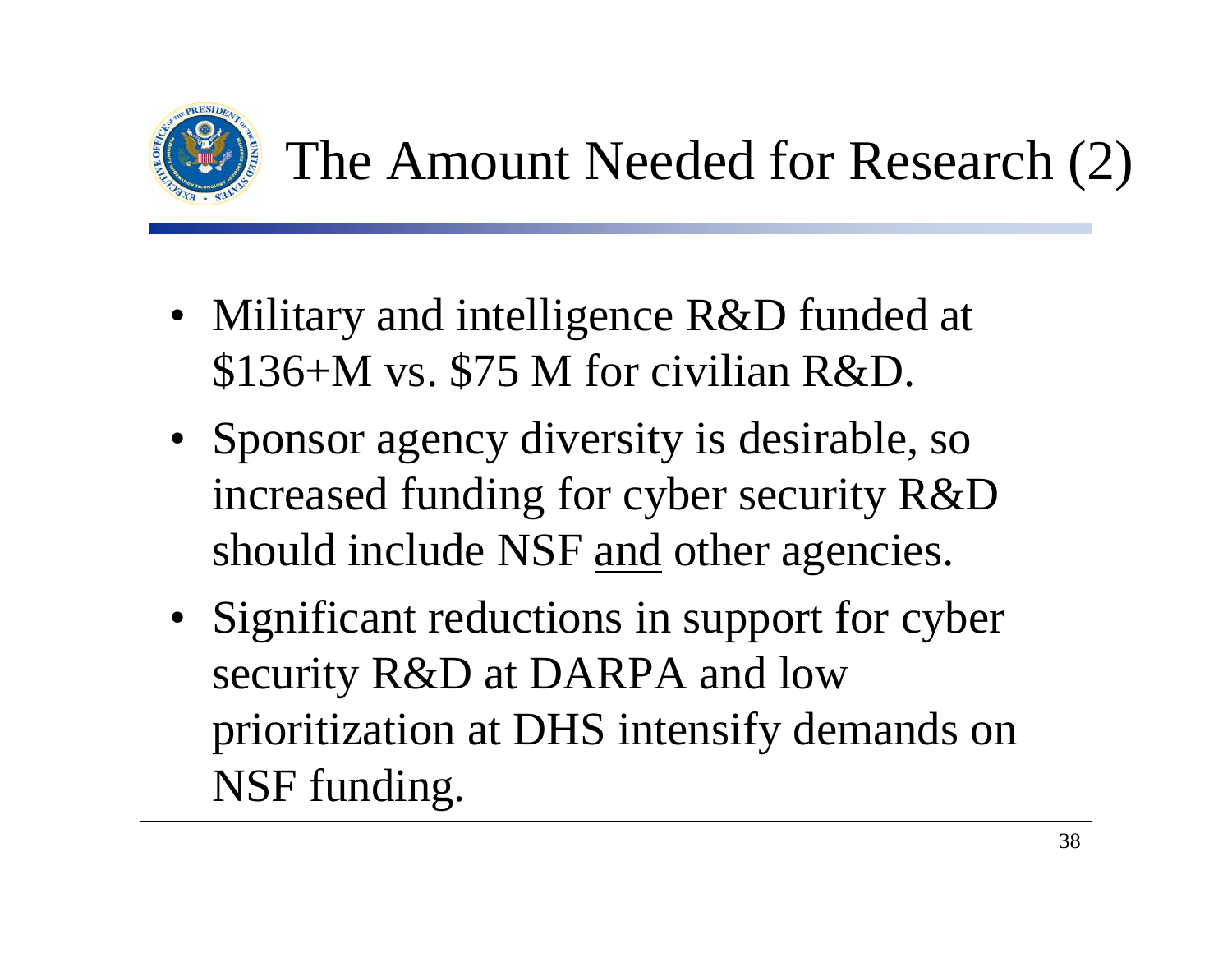# The Amount Needed for Research (2)

- Military and intelligence R&D funded at $136+M vs. $75 M for civilian R&D.
- Sponsor agency diversity is desirable, so increased funding for cyber security R&D should include NSF <u>and</u> other agencies.
- Significant reductions in support for cyber security R&D at DARPA and low prioritization at DHS intensify demands on NSF funding.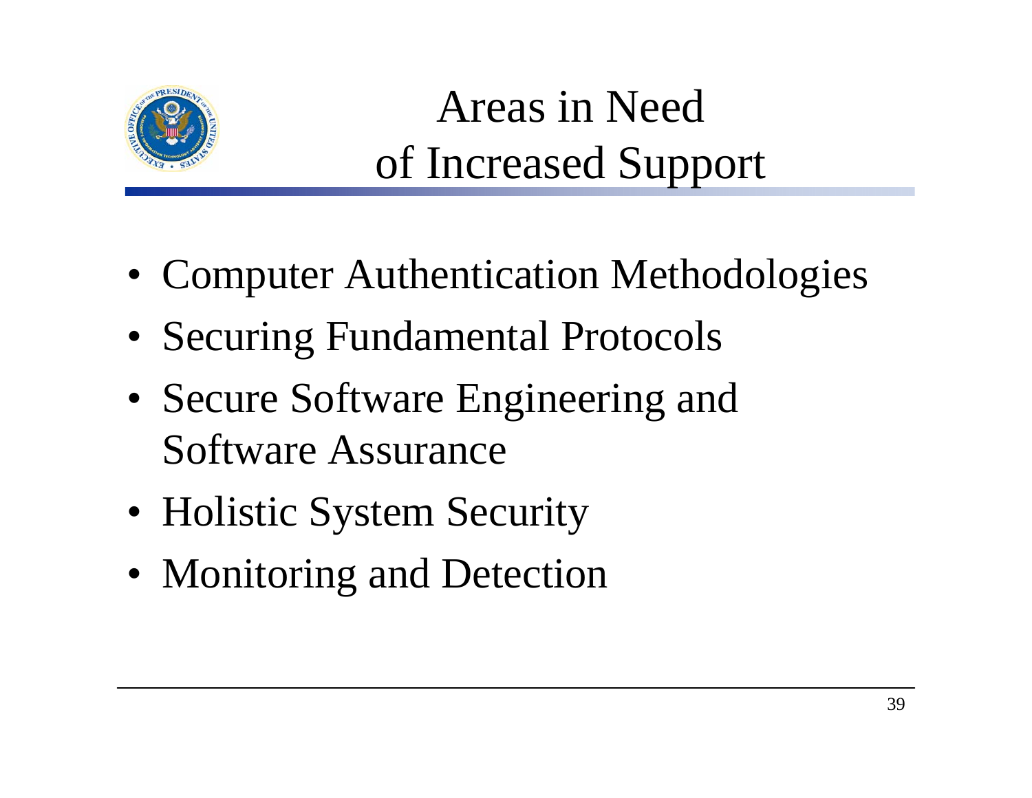# Areas in Need of Increased Support

- Computer Authentication Methodologies
- Securing Fundamental Protocols
- Secure Software Engineering and Software Assurance
- Holistic System Security
- Monitoring and Detection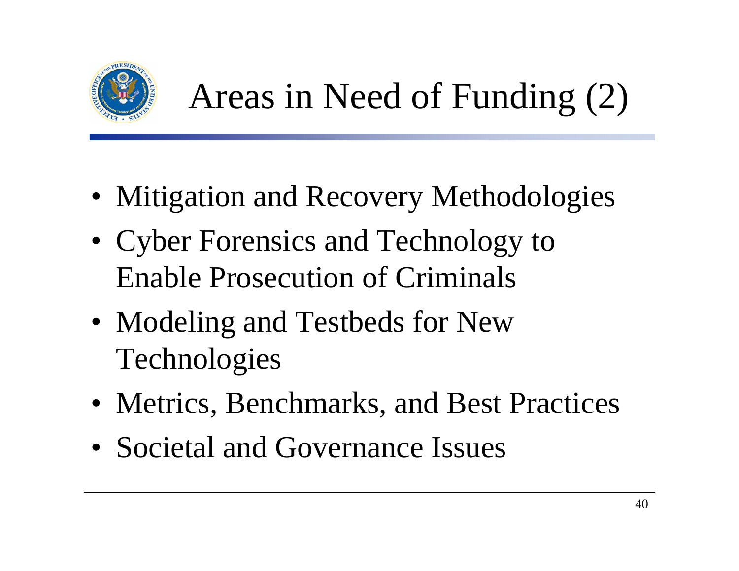# Areas in Need of Funding (2)

- Mitigation and Recovery Methodologies
- Cyber Forensics and Technology to Enable Prosecution of Criminals
- Modeling and Testbeds for New Technologies
- Metrics, Benchmarks, and Best Practices
- Societal and Governance Issues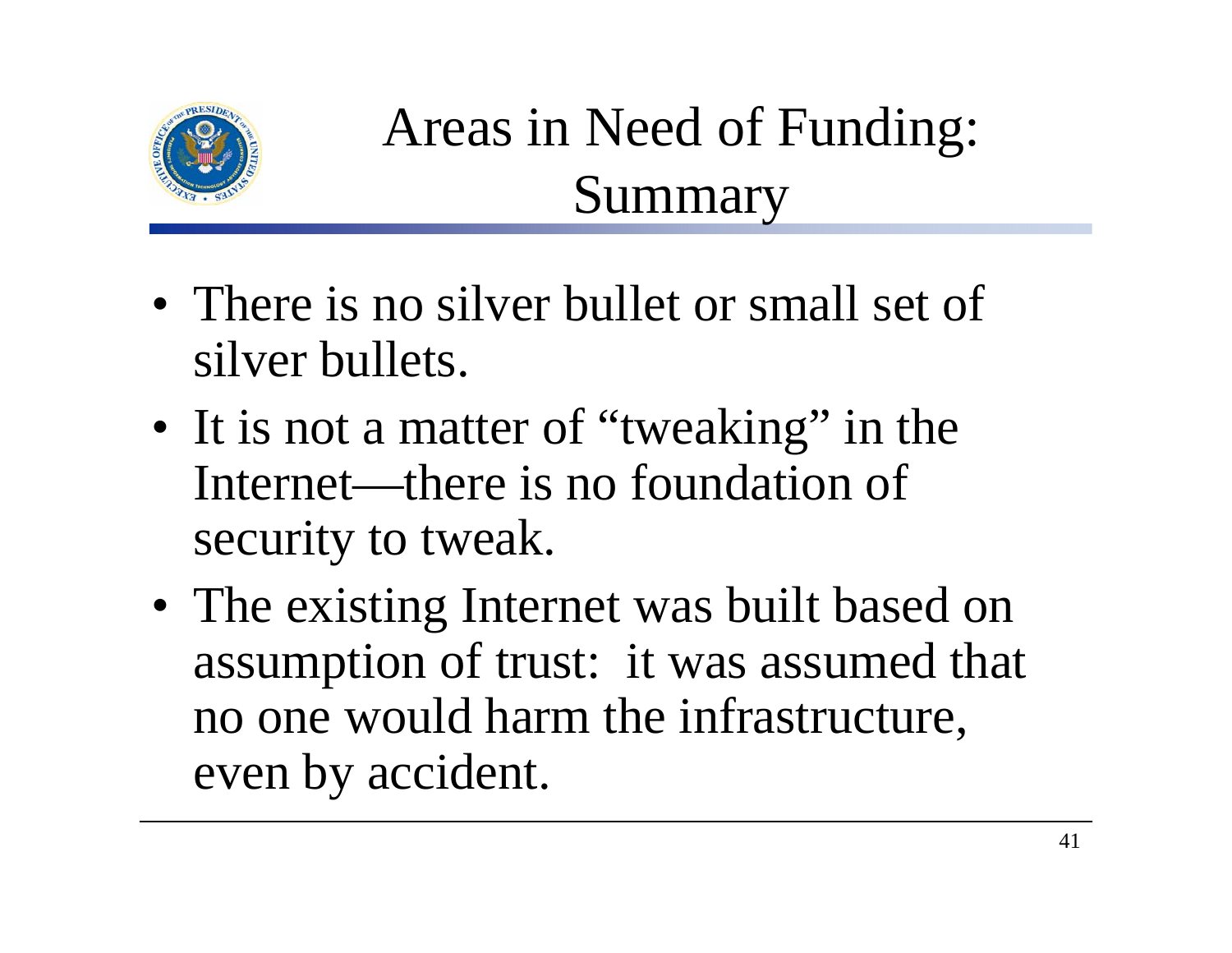# Areas in Need of Funding: Summary

- There is no silver bullet or small set of silver bullets.
- It is not a matter of "tweaking" in the Internet—there is no foundation of security to tweak.
- The existing Internet was built based on assumption of trust: it was assumed that no one would harm the infrastructure, even by accident.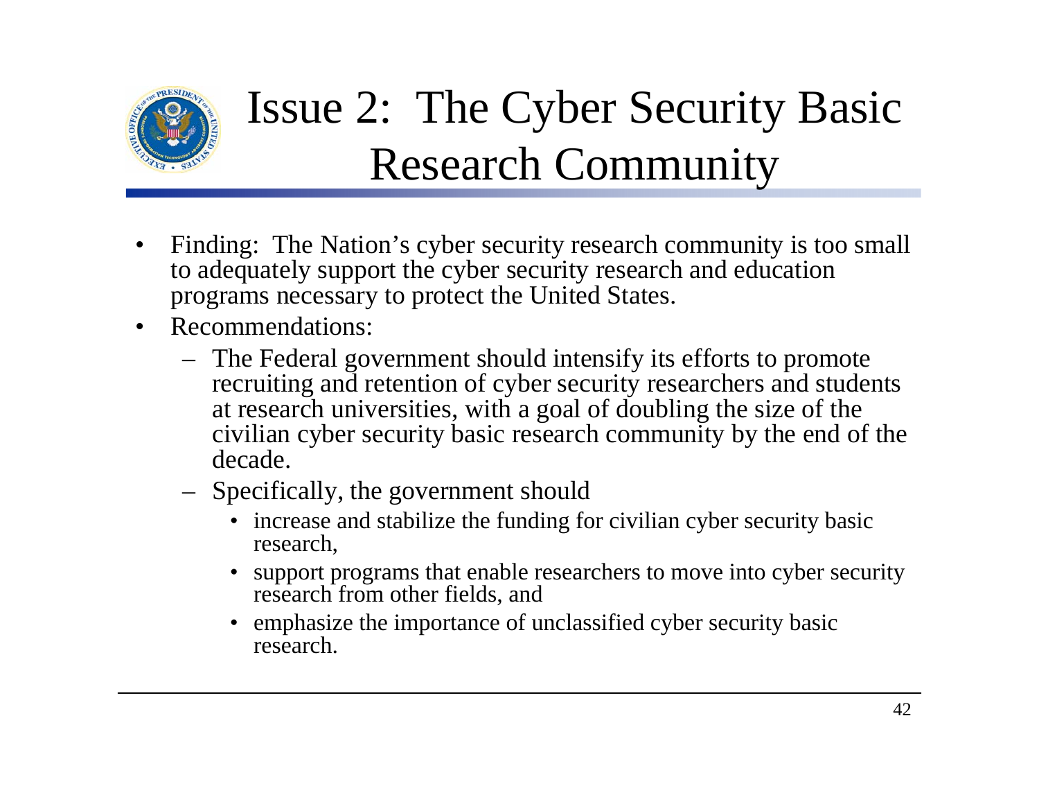# Issue 2: The Cyber Security Basic Research Community

- Finding: The Nation's cyber security research community is too small to adequately support the cyber security research and education programs necessary to protect the United States.
- Recommendations:
  - The Federal government should intensify its efforts to promote recruiting and retention of cyber security researchers and students at research universities, with a goal of doubling the size of the civilian cyber security basic research community by the end of the decade.
  - Specifically, the government should
    - increase and stabilize the funding for civilian cyber security basic research,
    - support programs that enable researchers to move into cyber security research from other fields, and
    - emphasize the importance of unclassified cyber security basic research.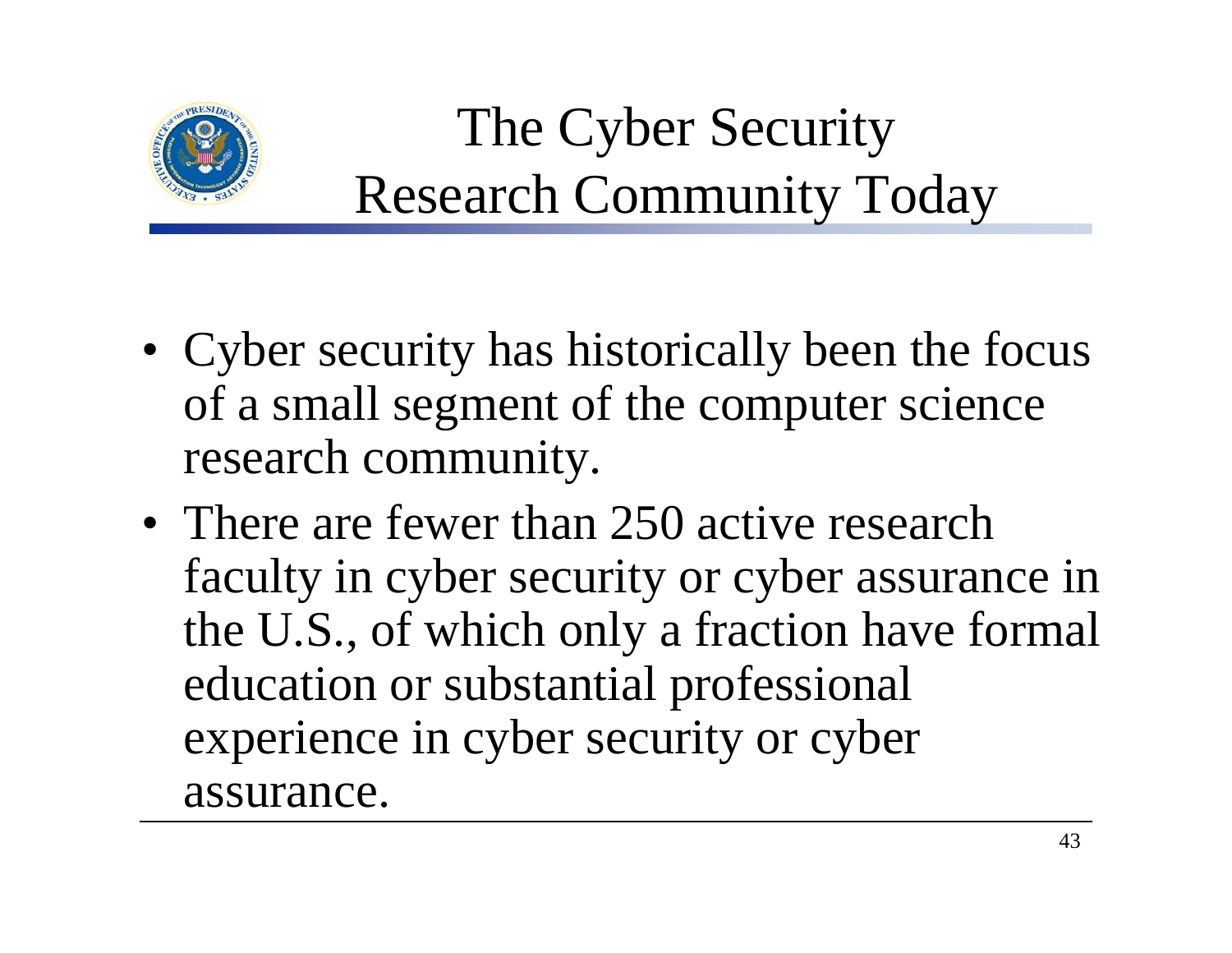# The Cyber Security Research Community Today

- Cyber security has historically been the focus of a small segment of the computer science research community.
- There are fewer than 250 active research faculty in cyber security or cyber assurance in the U.S., of which only a fraction have formal education or substantial professional experience in cyber security or cyber assurance.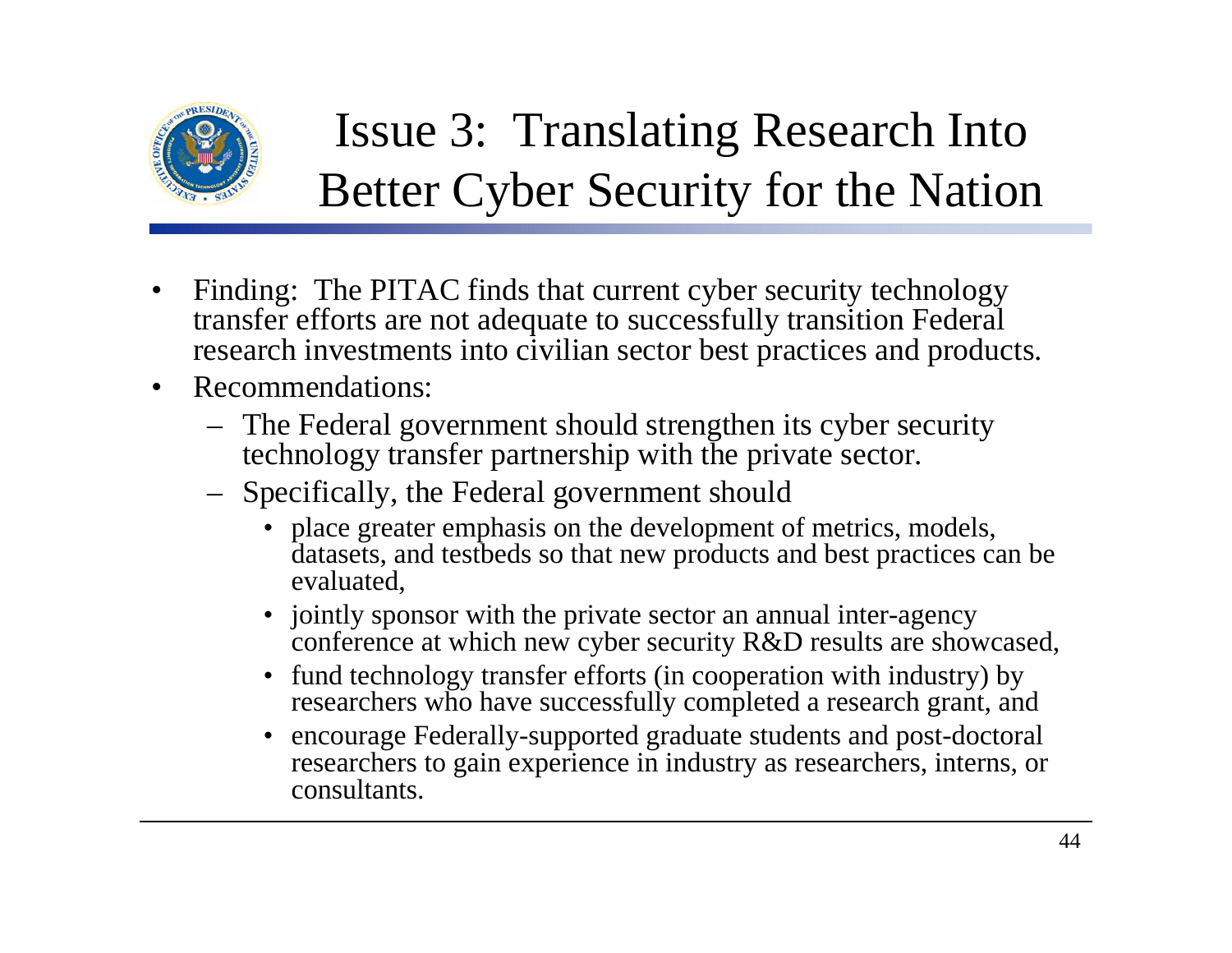# Issue 3: Translating Research Into Better Cyber Security for the Nation

- Finding: The PITAC finds that current cyber security technology transfer efforts are not adequate to successfully transition Federal research investments into civilian sector best practices and products.
- Recommendations:
  - The Federal government should strengthen its cyber security technology transfer partnership with the private sector.
  - Specifically, the Federal government should
    - place greater emphasis on the development of metrics, models, datasets, and testbeds so that new products and best practices can be evaluated,
    - jointly sponsor with the private sector an annual inter-agency conference at which new cyber security R&D results are showcased,
    - fund technology transfer efforts (in cooperation with industry) by researchers who have successfully completed a research grant, and
    - encourage Federally-supported graduate students and post-doctoral researchers to gain experience in industry as researchers, interns, or consultants.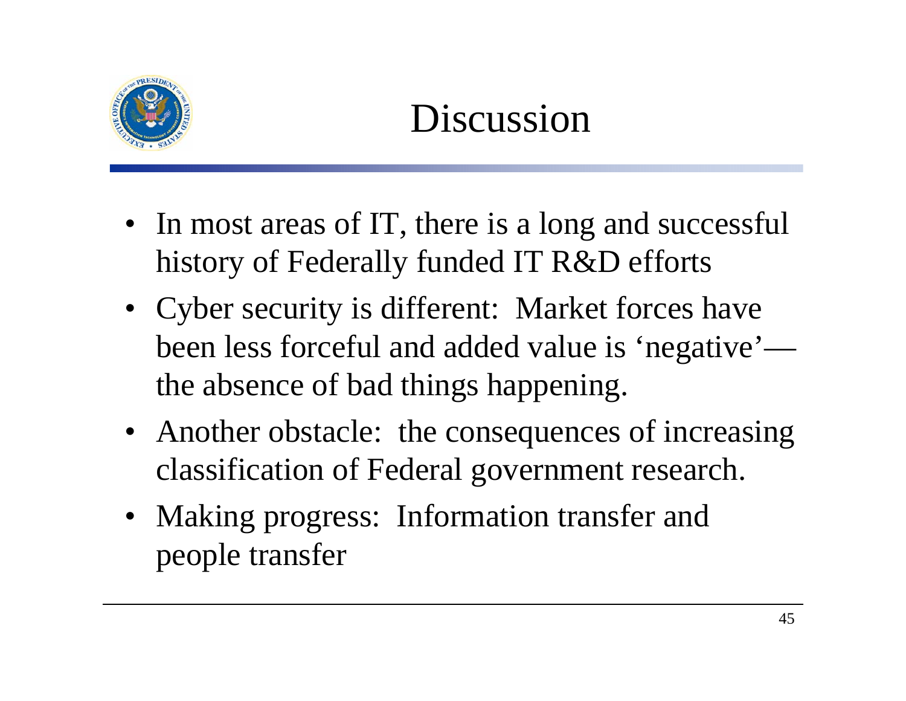# Discussion

- In most areas of IT, there is a long and successful history of Federally funded IT R&D efforts
- Cyber security is different: Market forces have been less forceful and added value is 'negative'—the absence of bad things happening.
- Another obstacle: the consequences of increasing classification of Federal government research.
- Making progress: Information transfer and people transfer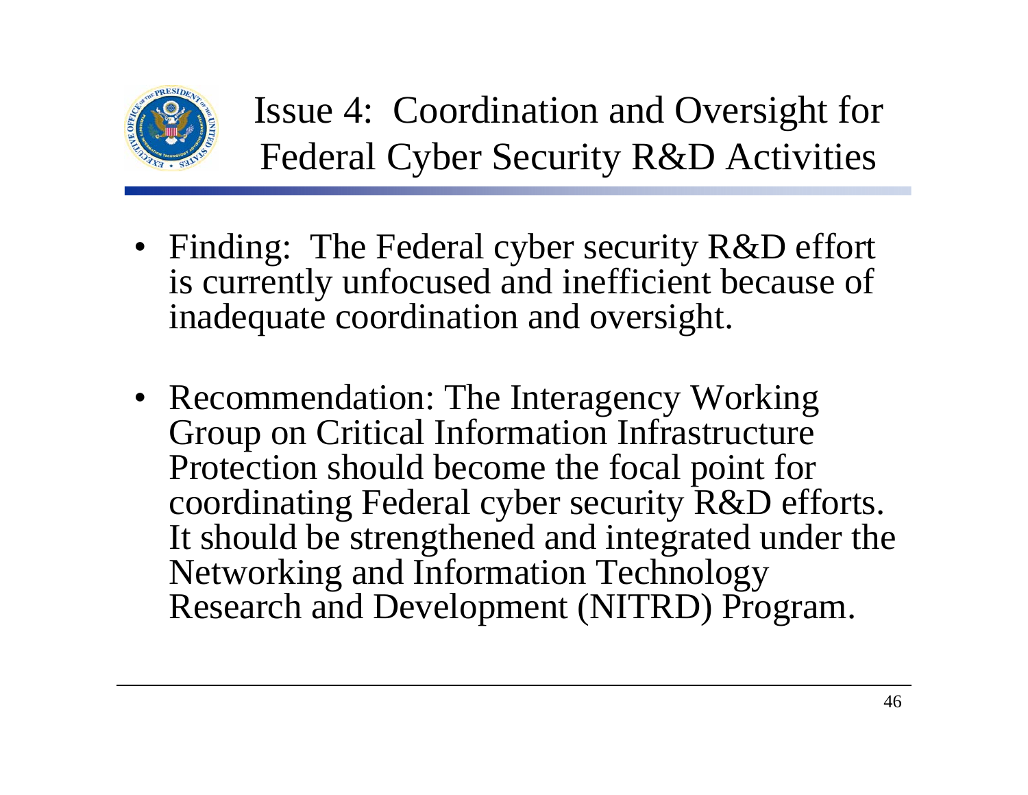# Issue 4: Coordination and Oversight for Federal Cyber Security R&D Activities

- Finding: The Federal cyber security R&D effort is currently unfocused and inefficient because of inadequate coordination and oversight.

- Recommendation: The Interagency Working Group on Critical Information Infrastructure Protection should become the focal point for coordinating Federal cyber security R&D efforts. It should be strengthened and integrated under the Networking and Information Technology Research and Development (NITRD) Program.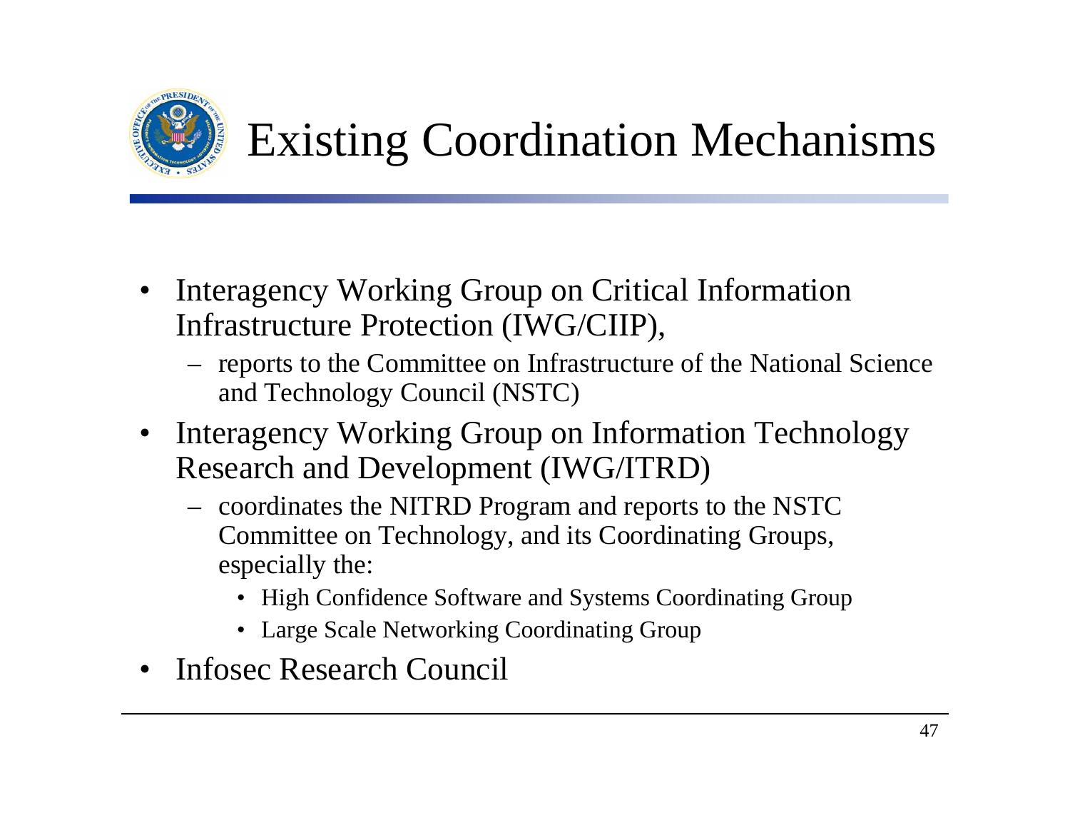# Existing Coordination Mechanisms

- Interagency Working Group on Critical Information Infrastructure Protection (IWG/CIIP),
  - reports to the Committee on Infrastructure of the National Science and Technology Council (NSTC)
- Interagency Working Group on Information Technology Research and Development (IWG/ITRD)
  - coordinates the NITRD Program and reports to the NSTC Committee on Technology, and its Coordinating Groups, especially the:
    - High Confidence Software and Systems Coordinating Group
    - Large Scale Networking Coordinating Group
- Infosec Research Council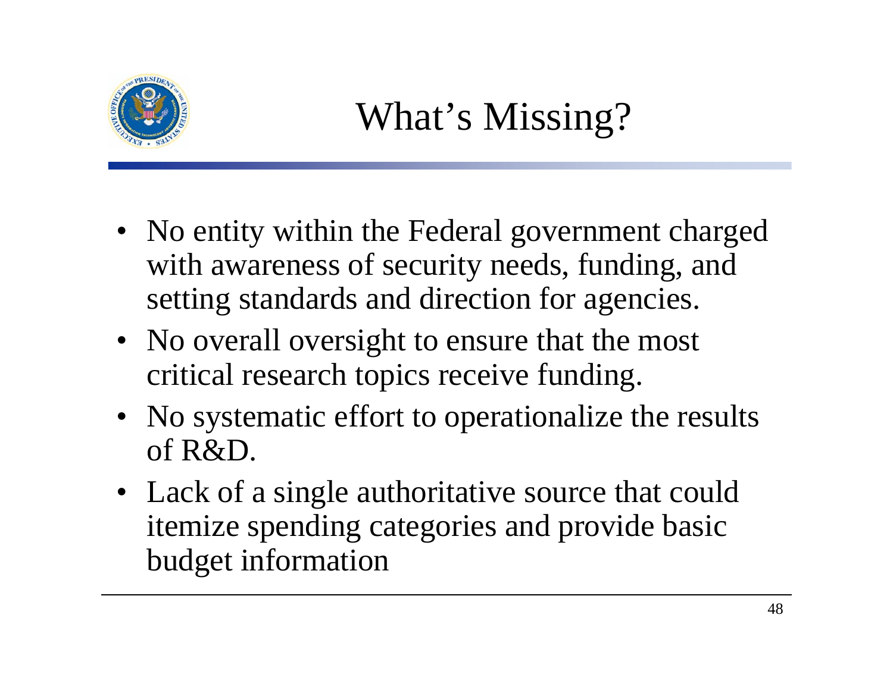# What's Missing?

- No entity within the Federal government charged with awareness of security needs, funding, and setting standards and direction for agencies.
- No overall oversight to ensure that the most critical research topics receive funding.
- No systematic effort to operationalize the results of R&D.
- Lack of a single authoritative source that could itemize spending categories and provide basic budget information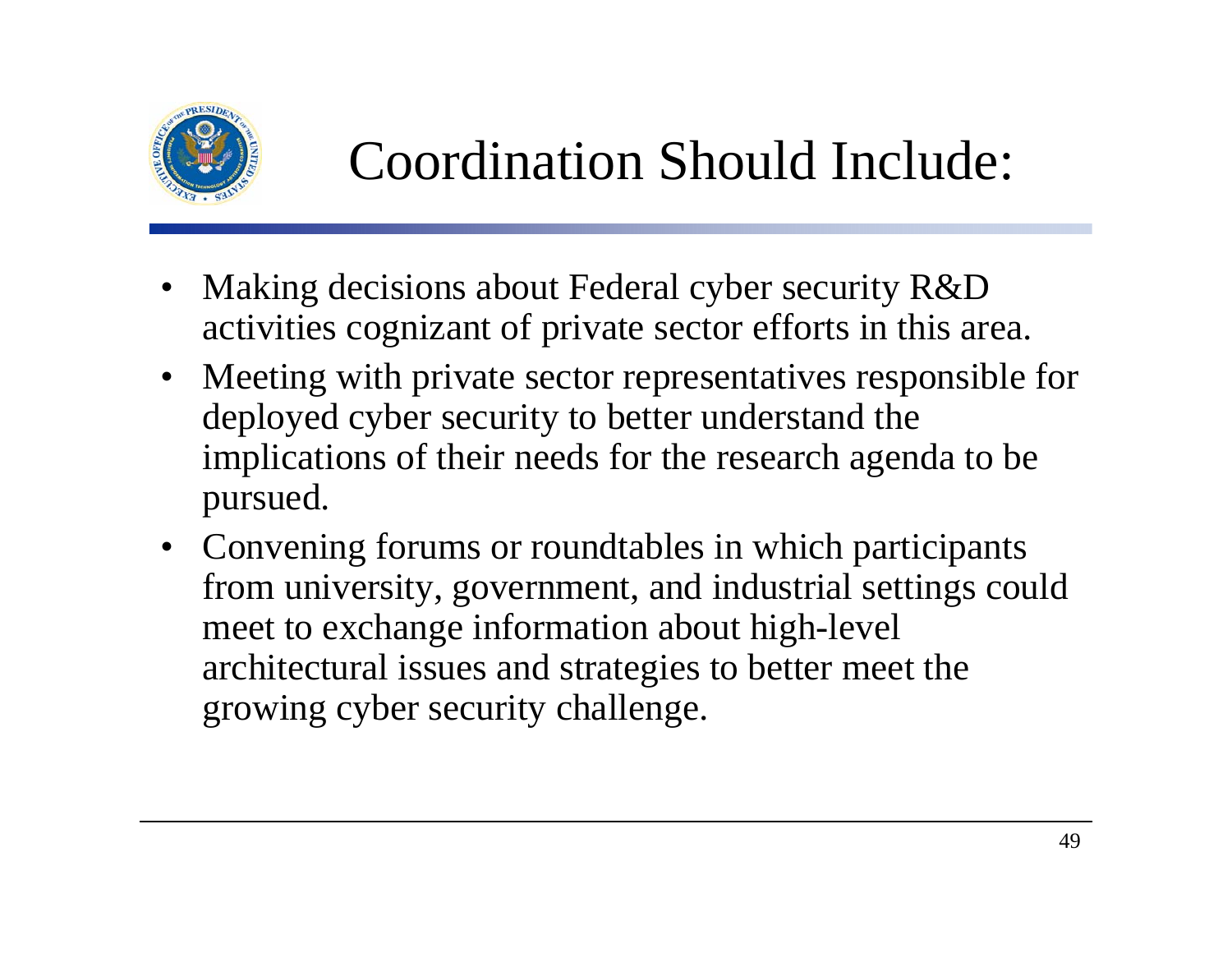# Coordination Should Include:

- Making decisions about Federal cyber security R&D activities cognizant of private sector efforts in this area.
- Meeting with private sector representatives responsible for deployed cyber security to better understand the implications of their needs for the research agenda to be pursued.
- Convening forums or roundtables in which participants from university, government, and industrial settings could meet to exchange information about high-level architectural issues and strategies to better meet the growing cyber security challenge.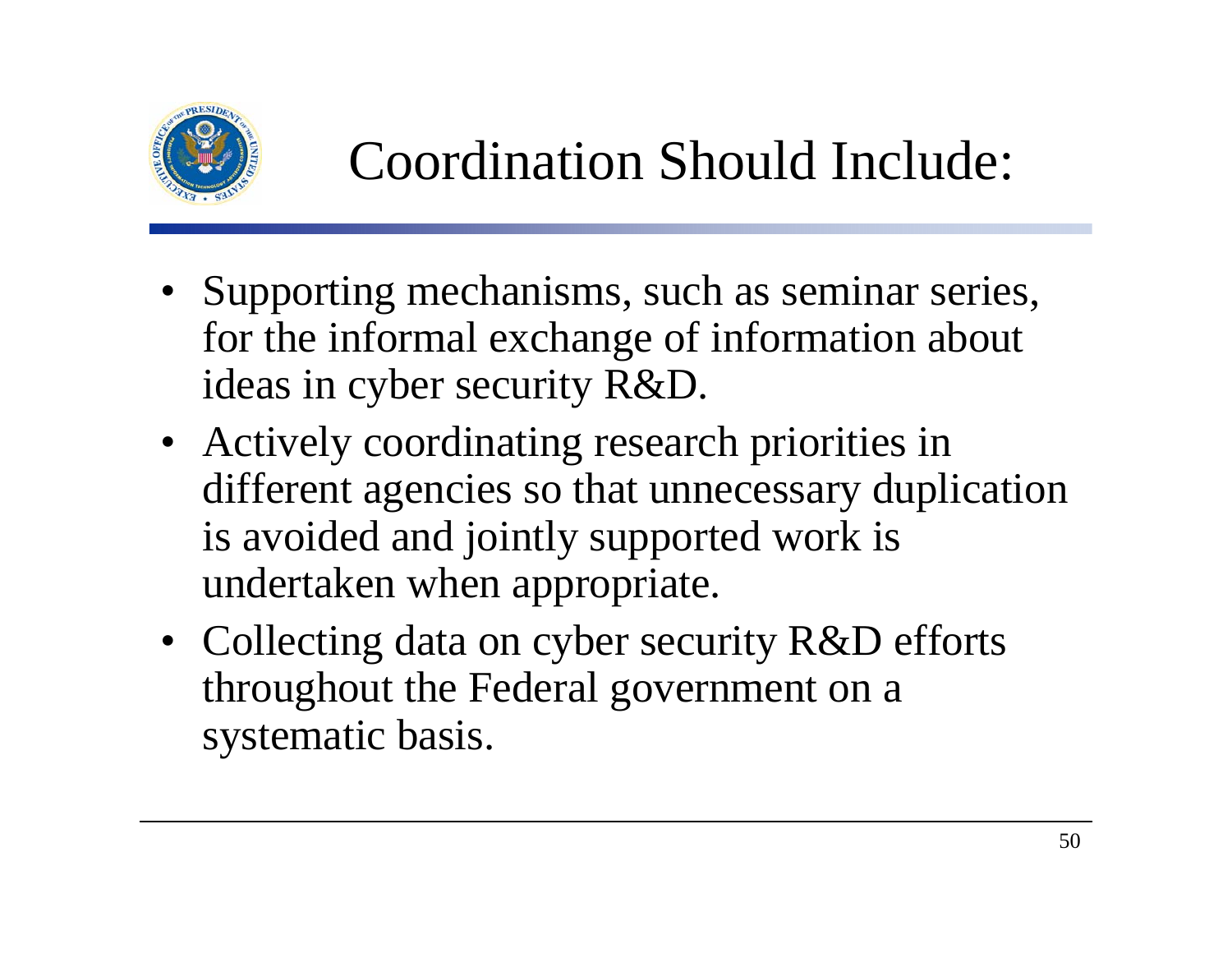# Coordination Should Include:

- Supporting mechanisms, such as seminar series, for the informal exchange of information about ideas in cyber security R&D.
- Actively coordinating research priorities in different agencies so that unnecessary duplication is avoided and jointly supported work is undertaken when appropriate.
- Collecting data on cyber security R&D efforts throughout the Federal government on a systematic basis.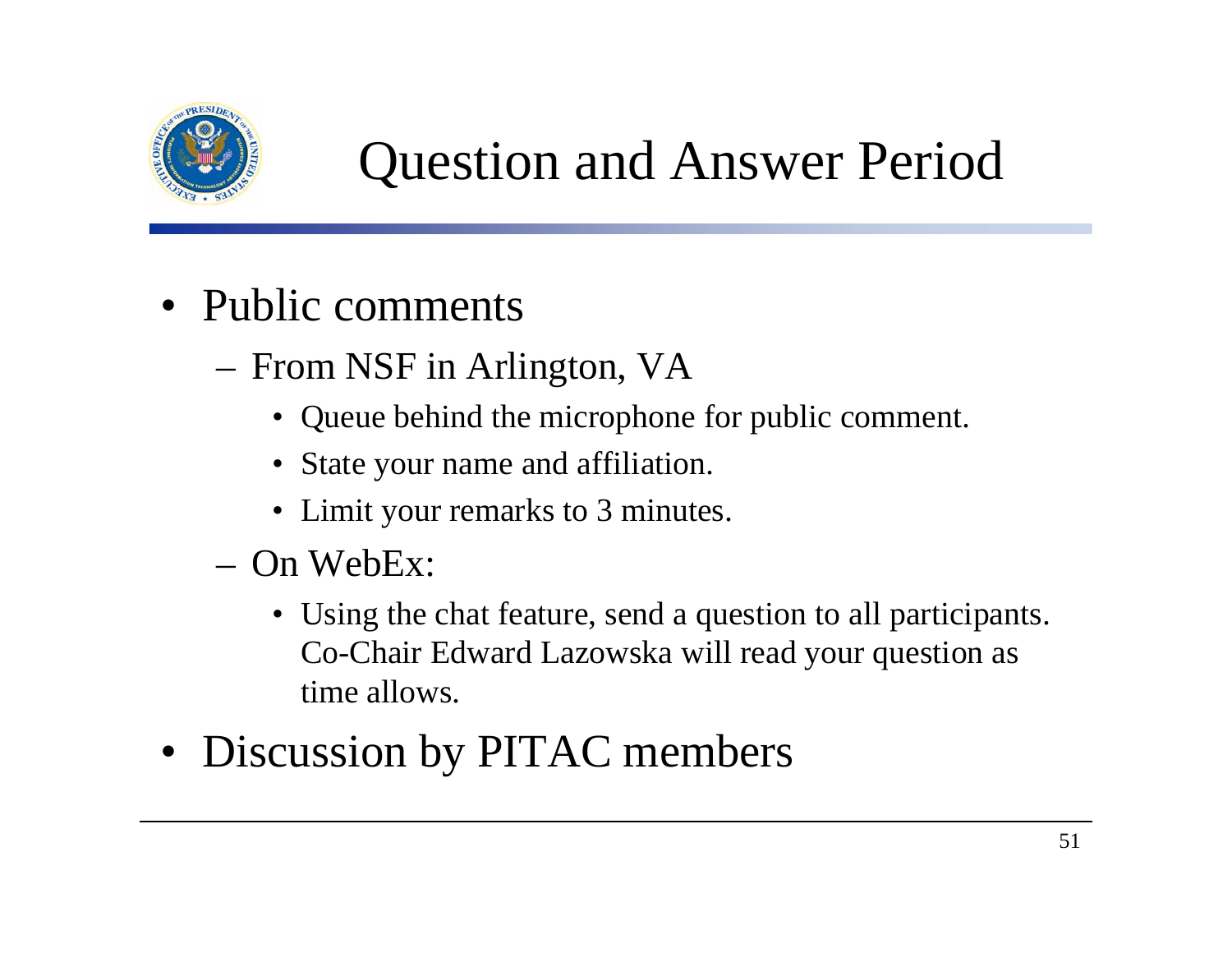# Question and Answer Period

- Public comments
  - From NSF in Arlington, VA
    - Queue behind the microphone for public comment.
    - State your name and affiliation.
    - Limit your remarks to 3 minutes.
  - On WebEx:
    - Using the chat feature, send a question to all participants. Co-Chair Edward Lazowska will read your question as time allows.
- Discussion by PITAC members